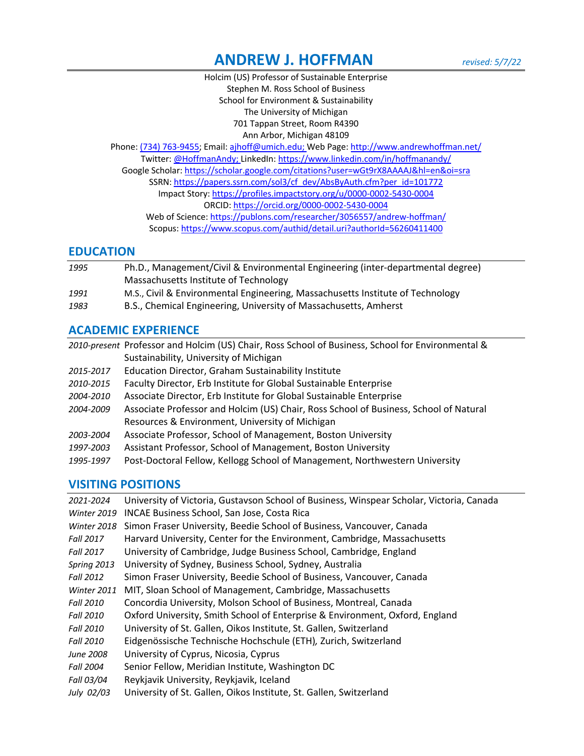# ANDREW J. HOFFMAN

*revised: 5/7/22*

Holcim (US) Professor of Sustainable Enterprise
Stephen M. Ross School of Business
School for Environment & Sustainability
The University of Michigan
701 Tappan Street, Room R4390
Ann Arbor, Michigan 48109
Phone: (734) 763-9455; Email: ajhoff@umich.edu; Web Page: http://www.andrewhoffman.net/
Twitter: @HoffmanAndy; LinkedIn: https://www.linkedin.com/in/hoffmanandy/
Google Scholar: https://scholar.google.com/citations?user=wGt9rX8AAAAJ&hl=en&oi=sra
SSRN: https://papers.ssrn.com/sol3/cf_dev/AbsByAuth.cfm?per_id=101772
Impact Story: https://profiles.impactstory.org/u/0000-0002-5430-0004
ORCID: https://orcid.org/0000-0002-5430-0004
Web of Science: https://publons.com/researcher/3056557/andrew-hoffman/
Scopus: https://www.scopus.com/authid/detail.uri?authorId=56260411400

## EDUCATION

| | |
|---|---|
| *1995* | Ph.D., Management/Civil & Environmental Engineering (inter-departmental degree) Massachusetts Institute of Technology |
| *1991* | M.S., Civil & Environmental Engineering, Massachusetts Institute of Technology |
| *1983* | B.S., Chemical Engineering, University of Massachusetts, Amherst |

## ACADEMIC EXPERIENCE

| | |
|---|---|
| *2010-present* | Professor and Holcim (US) Chair, Ross School of Business, School for Environmental & Sustainability, University of Michigan |
| *2015-2017* | Education Director, Graham Sustainability Institute |
| *2010-2015* | Faculty Director, Erb Institute for Global Sustainable Enterprise |
| *2004-2010* | Associate Director, Erb Institute for Global Sustainable Enterprise |
| *2004-2009* | Associate Professor and Holcim (US) Chair, Ross School of Business, School of Natural Resources & Environment, University of Michigan |
| *2003-2004* | Associate Professor, School of Management, Boston University |
| *1997-2003* | Assistant Professor, School of Management, Boston University |
| *1995-1997* | Post-Doctoral Fellow, Kellogg School of Management, Northwestern University |

## VISITING POSITIONS

| | |
|---|---|
| *2021-2024* | University of Victoria, Gustavson School of Business, Winspear Scholar, Victoria, Canada |
| *Winter 2019* | INCAE Business School, San Jose, Costa Rica |
| *Winter 2018* | Simon Fraser University, Beedie School of Business, Vancouver, Canada |
| *Fall 2017* | Harvard University, Center for the Environment, Cambridge, Massachusetts |
| *Fall 2017* | University of Cambridge, Judge Business School, Cambridge, England |
| *Spring 2013* | University of Sydney, Business School, Sydney, Australia |
| *Fall 2012* | Simon Fraser University, Beedie School of Business, Vancouver, Canada |
| *Winter 2011* | MIT, Sloan School of Management, Cambridge, Massachusetts |
| *Fall 2010* | Concordia University, Molson School of Business, Montreal, Canada |
| *Fall 2010* | Oxford University, Smith School of Enterprise & Environment, Oxford, England |
| *Fall 2010* | University of St. Gallen, Oikos Institute, St. Gallen, Switzerland |
| *Fall 2010* | Eidgenössische Technische Hochschule (ETH), Zurich, Switzerland |
| *June 2008* | University of Cyprus, Nicosia, Cyprus |
| *Fall 2004* | Senior Fellow, Meridian Institute, Washington DC |
| *Fall 03/04* | Reykjavik University, Reykjavik, Iceland |
| *July 02/03* | University of St. Gallen, Oikos Institute, St. Gallen, Switzerland |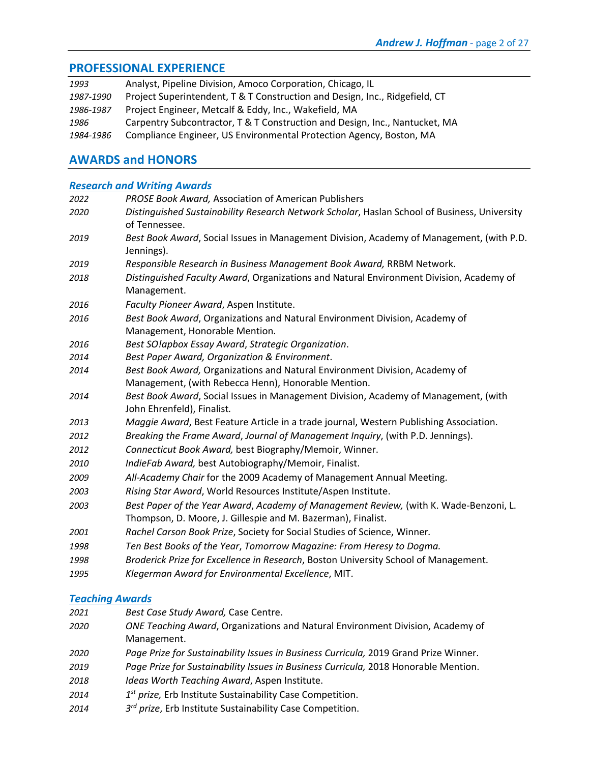## PROFESSIONAL EXPERIENCE

| | |
|---|---|
| *1993* | Analyst, Pipeline Division, Amoco Corporation, Chicago, IL |
| *1987-1990* | Project Superintendent, T & T Construction and Design, Inc., Ridgefield, CT |
| *1986-1987* | Project Engineer, Metcalf & Eddy, Inc., Wakefield, MA |
| *1986* | Carpentry Subcontractor, T & T Construction and Design, Inc., Nantucket, MA |
| *1984-1986* | Compliance Engineer, US Environmental Protection Agency, Boston, MA |

## AWARDS and HONORS

### *Research and Writing Awards*

| | |
|---|---|
| *2022* | *PROSE Book Award,* Association of American Publishers |
| *2020* | *Distinguished Sustainability Research Network Scholar*, Haslan School of Business, University of Tennessee. |
| *2019* | *Best Book Award*, Social Issues in Management Division, Academy of Management, (with P.D. Jennings). |
| *2019* | *Responsible Research in Business Management Book Award,* RRBM Network. |
| *2018* | *Distinguished Faculty Award*, Organizations and Natural Environment Division, Academy of Management. |
| *2016* | *Faculty Pioneer Award*, Aspen Institute. |
| *2016* | *Best Book Award*, Organizations and Natural Environment Division, Academy of Management, Honorable Mention. |
| *2016* | *Best SO!apbox Essay Award*, *Strategic Organization*. |
| *2014* | *Best Paper Award, Organization & Environment*. |
| *2014* | *Best Book Award,* Organizations and Natural Environment Division, Academy of Management, (with Rebecca Henn), Honorable Mention. |
| *2014* | *Best Book Award*, Social Issues in Management Division, Academy of Management, (with John Ehrenfeld), Finalist. |
| *2013* | *Maggie Award*, Best Feature Article in a trade journal, Western Publishing Association. |
| *2012* | *Breaking the Frame Award*, *Journal of Management Inquiry*, (with P.D. Jennings). |
| *2012* | *Connecticut Book Award,* best Biography/Memoir, Winner. |
| *2010* | *IndieFab Award,* best Autobiography/Memoir, Finalist. |
| *2009* | *All-Academy Chair* for the 2009 Academy of Management Annual Meeting. |
| *2003* | *Rising Star Award*, World Resources Institute/Aspen Institute. |
| *2003* | *Best Paper of the Year Award*, *Academy of Management Review,* (with K. Wade-Benzoni, L. Thompson, D. Moore, J. Gillespie and M. Bazerman), Finalist. |
| *2001* | *Rachel Carson Book Prize*, Society for Social Studies of Science, Winner. |
| *1998* | *Ten Best Books of the Year*, *Tomorrow Magazine: From Heresy to Dogma.* |
| *1998* | *Broderick Prize for Excellence in Research*, Boston University School of Management. |
| *1995* | *Klegerman Award for Environmental Excellence*, MIT. |

### *Teaching Awards*

| | |
|---|---|
| *2021* | *Best Case Study Award,* Case Centre. |
| *2020* | *ONE Teaching Award*, Organizations and Natural Environment Division, Academy of Management. |
| *2020* | *Page Prize for Sustainability Issues in Business Curricula,* 2019 Grand Prize Winner. |
| *2019* | *Page Prize for Sustainability Issues in Business Curricula,* 2018 Honorable Mention. |
| *2018* | *Ideas Worth Teaching Award*, Aspen Institute. |
| *2014* | *1st prize,* Erb Institute Sustainability Case Competition. |
| *2014* | *3rd prize*, Erb Institute Sustainability Case Competition. |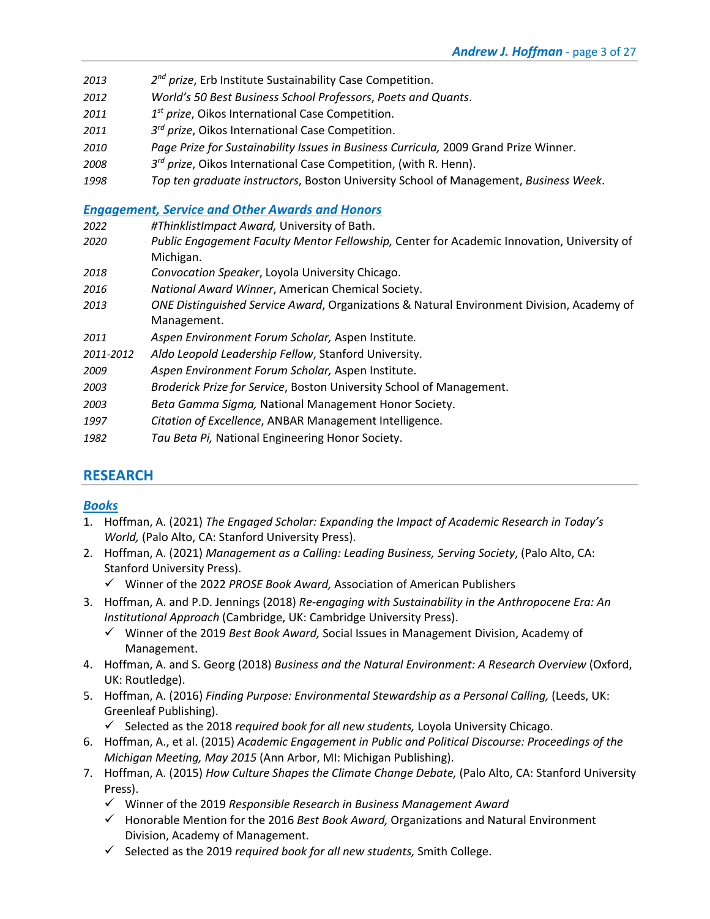- *2013* — *2nd prize*, Erb Institute Sustainability Case Competition.
- *2012* — *World's 50 Best Business School Professors*, *Poets and Quants*.
- *2011* — *1st prize*, Oikos International Case Competition.
- *2011* — *3rd prize*, Oikos International Case Competition.
- *2010* — *Page Prize for Sustainability Issues in Business Curricula,* 2009 Grand Prize Winner.
- *2008* — *3rd prize*, Oikos International Case Competition, (with R. Henn).
- *1998* — *Top ten graduate instructors*, Boston University School of Management, *Business Week*.

### *Engagement, Service and Other Awards and Honors*

- *2022* — *#ThinklistImpact Award,* University of Bath.
- *2020* — *Public Engagement Faculty Mentor Fellowship,* Center for Academic Innovation, University of Michigan.
- *2018* — *Convocation Speaker*, Loyola University Chicago.
- *2016* — *National Award Winner*, American Chemical Society.
- *2013* — *ONE Distinguished Service Award*, Organizations & Natural Environment Division, Academy of Management.
- *2011* — *Aspen Environment Forum Scholar,* Aspen Institute.
- *2011-2012* — *Aldo Leopold Leadership Fellow*, Stanford University.
- *2009* — *Aspen Environment Forum Scholar,* Aspen Institute.
- *2003* — *Broderick Prize for Service*, Boston University School of Management.
- *2003* — *Beta Gamma Sigma,* National Management Honor Society.
- *1997* — *Citation of Excellence*, ANBAR Management Intelligence.
- *1982* — *Tau Beta Pi,* National Engineering Honor Society.

## RESEARCH

### *Books*

1. Hoffman, A. (2021) *The Engaged Scholar: Expanding the Impact of Academic Research in Today's World,* (Palo Alto, CA: Stanford University Press).
2. Hoffman, A. (2021) *Management as a Calling: Leading Business, Serving Society*, (Palo Alto, CA: Stanford University Press).
   - ✓ Winner of the 2022 *PROSE Book Award,* Association of American Publishers
3. Hoffman, A. and P.D. Jennings (2018) *Re-engaging with Sustainability in the Anthropocene Era: An Institutional Approach* (Cambridge, UK: Cambridge University Press).
   - ✓ Winner of the 2019 *Best Book Award,* Social Issues in Management Division, Academy of Management.
4. Hoffman, A. and S. Georg (2018) *Business and the Natural Environment: A Research Overview* (Oxford, UK: Routledge).
5. Hoffman, A. (2016) *Finding Purpose: Environmental Stewardship as a Personal Calling,* (Leeds, UK: Greenleaf Publishing).
   - ✓ Selected as the 2018 *required book for all new students,* Loyola University Chicago.
6. Hoffman, A., et al. (2015) *Academic Engagement in Public and Political Discourse: Proceedings of the Michigan Meeting, May 2015* (Ann Arbor, MI: Michigan Publishing).
7. Hoffman, A. (2015) *How Culture Shapes the Climate Change Debate,* (Palo Alto, CA: Stanford University Press).
   - ✓ Winner of the 2019 *Responsible Research in Business Management Award*
   - ✓ Honorable Mention for the 2016 *Best Book Award,* Organizations and Natural Environment Division, Academy of Management.
   - ✓ Selected as the 2019 *required book for all new students,* Smith College.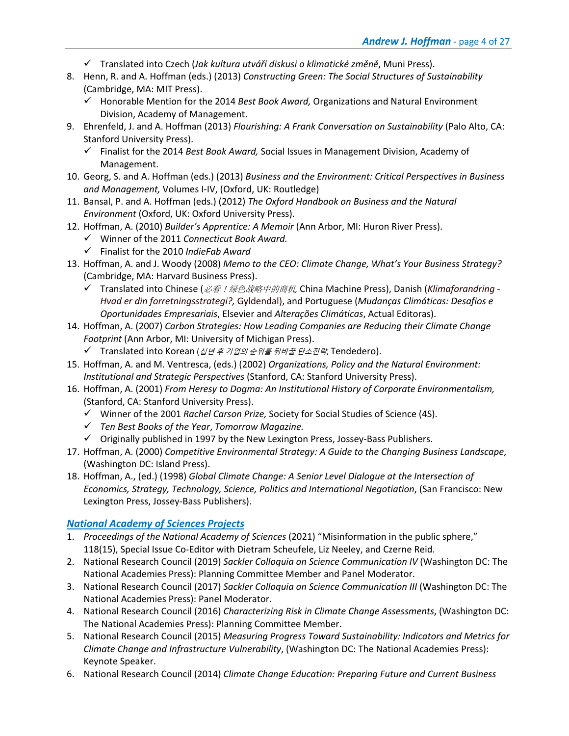- ✓ Translated into Czech (*Jak kultura utváří diskusi o klimatické změně*, Muni Press).

8. Henn, R. and A. Hoffman (eds.) (2013) *Constructing Green: The Social Structures of Sustainability* (Cambridge, MA: MIT Press).
   - ✓ Honorable Mention for the 2014 *Best Book Award,* Organizations and Natural Environment Division, Academy of Management.
9. Ehrenfeld, J. and A. Hoffman (2013) *Flourishing: A Frank Conversation on Sustainability* (Palo Alto, CA: Stanford University Press).
   - ✓ Finalist for the 2014 *Best Book Award,* Social Issues in Management Division, Academy of Management.
10. Georg, S. and A. Hoffman (eds.) (2013) *Business and the Environment: Critical Perspectives in Business and Management,* Volumes I-IV, (Oxford, UK: Routledge)
11. Bansal, P. and A. Hoffman (eds.) (2012) *The Oxford Handbook on Business and the Natural Environment* (Oxford, UK: Oxford University Press).
12. Hoffman, A. (2010) *Builder's Apprentice: A Memoir* (Ann Arbor, MI: Huron River Press).
    - ✓ Winner of the 2011 *Connecticut Book Award.*
    - ✓ Finalist for the 2010 *IndieFab Award*
13. Hoffman, A. and J. Woody (2008) *Memo to the CEO: Climate Change, What's Your Business Strategy?* (Cambridge, MA: Harvard Business Press).
    - ✓ Translated into Chinese (*必看！绿色战略中的商机,* China Machine Press), Danish (*Klimaforandring - Hvad er din forretningsstrategi?,* Gyldendal), and Portuguese (*Mudanças Climáticas: Desafios e Oportunidades Empresariais*, Elsevier and *Alterações Climáticas*, Actual Editoras).
14. Hoffman, A. (2007) *Carbon Strategies: How Leading Companies are Reducing their Climate Change Footprint* (Ann Arbor, MI: University of Michigan Press).
    - ✓ Translated into Korean (*십년 후 기업의 순위를 뒤바꿀 탄소전략,* Tendedero).
15. Hoffman, A. and M. Ventresca, (eds.) (2002) *Organizations, Policy and the Natural Environment: Institutional and Strategic Perspectives* (Stanford, CA: Stanford University Press).
16. Hoffman, A. (2001) *From Heresy to Dogma: An Institutional History of Corporate Environmentalism,* (Stanford, CA: Stanford University Press).
    - ✓ Winner of the 2001 *Rachel Carson Prize,* Society for Social Studies of Science (4S).
    - ✓ *Ten Best Books of the Year*, *Tomorrow Magazine.*
    - ✓ Originally published in 1997 by the New Lexington Press, Jossey-Bass Publishers.
17. Hoffman, A. (2000) *Competitive Environmental Strategy: A Guide to the Changing Business Landscape*, (Washington DC: Island Press).
18. Hoffman, A., (ed.) (1998) *Global Climate Change: A Senior Level Dialogue at the Intersection of Economics, Strategy, Technology, Science, Politics and International Negotiation*, (San Francisco: New Lexington Press, Jossey-Bass Publishers).

## National Academy of Sciences Projects

1. *Proceedings of the National Academy of Sciences* (2021) "Misinformation in the public sphere," 118(15), Special Issue Co-Editor with Dietram Scheufele, Liz Neeley, and Czerne Reid.
2. National Research Council (2019) *Sackler Colloquia on Science Communication IV* (Washington DC: The National Academies Press): Planning Committee Member and Panel Moderator.
3. National Research Council (2017) *Sackler Colloquia on Science Communication III* (Washington DC: The National Academies Press): Panel Moderator.
4. National Research Council (2016) *Characterizing Risk in Climate Change Assessments*, (Washington DC: The National Academies Press): Planning Committee Member.
5. National Research Council (2015) *Measuring Progress Toward Sustainability: Indicators and Metrics for Climate Change and Infrastructure Vulnerability*, (Washington DC: The National Academies Press): Keynote Speaker.
6. National Research Council (2014) *Climate Change Education: Preparing Future and Current Business*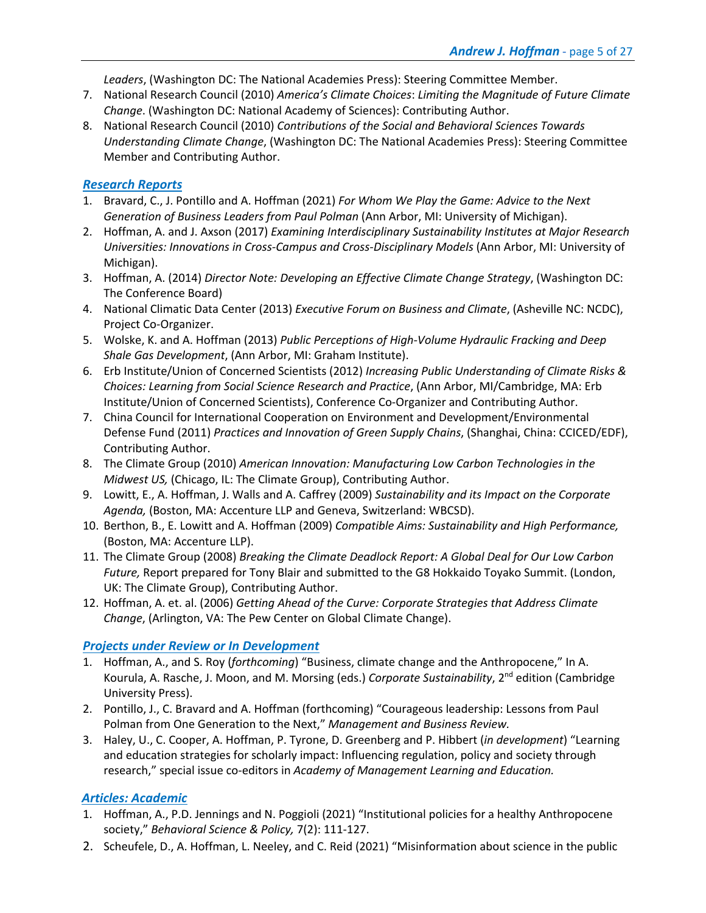*Leaders*, (Washington DC: The National Academies Press): Steering Committee Member.

7. National Research Council (2010) *America's Climate Choices*: *Limiting the Magnitude of Future Climate Change*. (Washington DC: National Academy of Sciences): Contributing Author.
8. National Research Council (2010) *Contributions of the Social and Behavioral Sciences Towards Understanding Climate Change*, (Washington DC: The National Academies Press): Steering Committee Member and Contributing Author.

## Research Reports

1. Bravard, C., J. Pontillo and A. Hoffman (2021) *For Whom We Play the Game: Advice to the Next Generation of Business Leaders from Paul Polman* (Ann Arbor, MI: University of Michigan).
2. Hoffman, A. and J. Axson (2017) *Examining Interdisciplinary Sustainability Institutes at Major Research Universities: Innovations in Cross-Campus and Cross-Disciplinary Models* (Ann Arbor, MI: University of Michigan).
3. Hoffman, A. (2014) *Director Note: Developing an Effective Climate Change Strategy*, (Washington DC: The Conference Board)
4. National Climatic Data Center (2013) *Executive Forum on Business and Climate*, (Asheville NC: NCDC), Project Co-Organizer.
5. Wolske, K. and A. Hoffman (2013) *Public Perceptions of High-Volume Hydraulic Fracking and Deep Shale Gas Development*, (Ann Arbor, MI: Graham Institute).
6. Erb Institute/Union of Concerned Scientists (2012) *Increasing Public Understanding of Climate Risks & Choices: Learning from Social Science Research and Practice*, (Ann Arbor, MI/Cambridge, MA: Erb Institute/Union of Concerned Scientists), Conference Co-Organizer and Contributing Author.
7. China Council for International Cooperation on Environment and Development/Environmental Defense Fund (2011) *Practices and Innovation of Green Supply Chains*, (Shanghai, China: CCICED/EDF), Contributing Author.
8. The Climate Group (2010) *American Innovation: Manufacturing Low Carbon Technologies in the Midwest US,* (Chicago, IL: The Climate Group), Contributing Author.
9. Lowitt, E., A. Hoffman, J. Walls and A. Caffrey (2009) *Sustainability and its Impact on the Corporate Agenda,* (Boston, MA: Accenture LLP and Geneva, Switzerland: WBCSD).
10. Berthon, B., E. Lowitt and A. Hoffman (2009) *Compatible Aims: Sustainability and High Performance,* (Boston, MA: Accenture LLP).
11. The Climate Group (2008) *Breaking the Climate Deadlock Report: A Global Deal for Our Low Carbon Future,* Report prepared for Tony Blair and submitted to the G8 Hokkaido Toyako Summit. (London, UK: The Climate Group), Contributing Author.
12. Hoffman, A. et. al. (2006) *Getting Ahead of the Curve: Corporate Strategies that Address Climate Change*, (Arlington, VA: The Pew Center on Global Climate Change).

## Projects under Review or In Development

1. Hoffman, A., and S. Roy (*forthcoming*) "Business, climate change and the Anthropocene," In A. Kourula, A. Rasche, J. Moon, and M. Morsing (eds.) *Corporate Sustainability*, 2nd edition (Cambridge University Press).
2. Pontillo, J., C. Bravard and A. Hoffman (forthcoming) "Courageous leadership: Lessons from Paul Polman from One Generation to the Next," *Management and Business Review.*
3. Haley, U., C. Cooper, A. Hoffman, P. Tyrone, D. Greenberg and P. Hibbert (*in development*) "Learning and education strategies for scholarly impact: Influencing regulation, policy and society through research," special issue co-editors in *Academy of Management Learning and Education.*

## Articles: Academic

1. Hoffman, A., P.D. Jennings and N. Poggioli (2021) "Institutional policies for a healthy Anthropocene society," *Behavioral Science & Policy,* 7(2): 111-127.
2. Scheufele, D., A. Hoffman, L. Neeley, and C. Reid (2021) "Misinformation about science in the public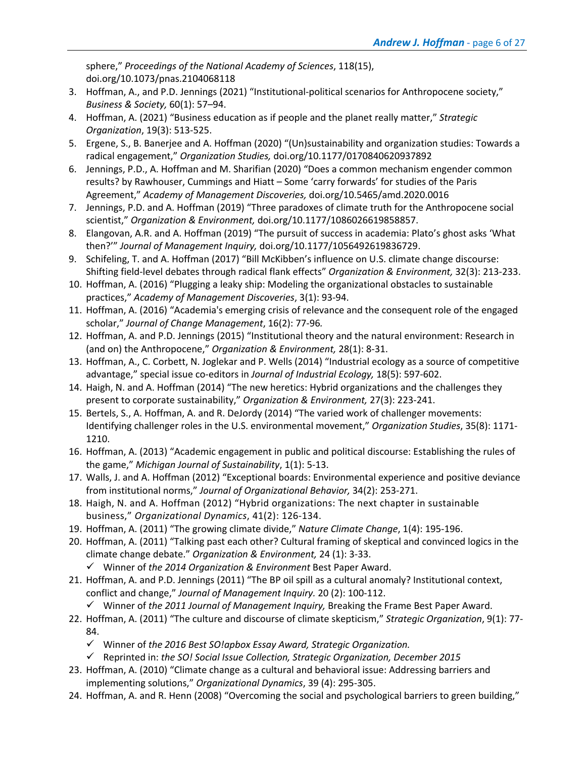sphere," *Proceedings of the National Academy of Sciences*, 118(15), doi.org/10.1073/pnas.2104068118

3. Hoffman, A., and P.D. Jennings (2021) "Institutional-political scenarios for Anthropocene society," *Business & Society,* 60(1): 57–94.
4. Hoffman, A. (2021) "Business education as if people and the planet really matter," *Strategic Organization*, 19(3): 513-525.
5. Ergene, S., B. Banerjee and A. Hoffman (2020) "(Un)sustainability and organization studies: Towards a radical engagement," *Organization Studies,* doi.org/10.1177/0170840620937892
6. Jennings, P.D., A. Hoffman and M. Sharifian (2020) "Does a common mechanism engender common results? by Rawhouser, Cummings and Hiatt – Some 'carry forwards' for studies of the Paris Agreement," *Academy of Management Discoveries,* doi.org/10.5465/amd.2020.0016
7. Jennings, P.D. and A. Hoffman (2019) "Three paradoxes of climate truth for the Anthropocene social scientist," *Organization & Environment,* doi.org/10.1177/1086026619858857.
8. Elangovan, A.R. and A. Hoffman (2019) "The pursuit of success in academia: Plato's ghost asks 'What then?'" *Journal of Management Inquiry,* doi.org/10.1177/1056492619836729.
9. Schifeling, T. and A. Hoffman (2017) "Bill McKibben's influence on U.S. climate change discourse: Shifting field-level debates through radical flank effects" *Organization & Environment,* 32(3): 213-233.
10. Hoffman, A. (2016) "Plugging a leaky ship: Modeling the organizational obstacles to sustainable practices," *Academy of Management Discoveries*, 3(1): 93-94.
11. Hoffman, A. (2016) "Academia's emerging crisis of relevance and the consequent role of the engaged scholar," *Journal of Change Management*, 16(2): 77-96*.*
12. Hoffman, A. and P.D. Jennings (2015) "Institutional theory and the natural environment: Research in (and on) the Anthropocene," *Organization & Environment,* 28(1): 8-31.
13. Hoffman, A., C. Corbett, N. Joglekar and P. Wells (2014) "Industrial ecology as a source of competitive advantage," special issue co-editors in *Journal of Industrial Ecology,* 18(5): 597-602.
14. Haigh, N. and A. Hoffman (2014) "The new heretics: Hybrid organizations and the challenges they present to corporate sustainability," *Organization & Environment,* 27(3): 223-241.
15. Bertels, S., A. Hoffman, A. and R. DeJordy (2014) "The varied work of challenger movements: Identifying challenger roles in the U.S. environmental movement," *Organization Studies*, 35(8): 1171-1210.
16. Hoffman, A. (2013) "Academic engagement in public and political discourse: Establishing the rules of the game," *Michigan Journal of Sustainability*, 1(1): 5-13.
17. Walls, J. and A. Hoffman (2012) "Exceptional boards: Environmental experience and positive deviance from institutional norms," *Journal of Organizational Behavior,* 34(2): 253-271.
18. Haigh, N. and A. Hoffman (2012) "Hybrid organizations: The next chapter in sustainable business," *Organizational Dynamics*, 41(2): 126-134.
19. Hoffman, A. (2011) "The growing climate divide," *Nature Climate Change*, 1(4): 195-196.
20. Hoffman, A. (2011) "Talking past each other? Cultural framing of skeptical and convinced logics in the climate change debate." *Organization & Environment,* 24 (1): 3-33.
    - ✓ Winner of *the 2014 Organization & Environment* Best Paper Award.
21. Hoffman, A. and P.D. Jennings (2011) "The BP oil spill as a cultural anomaly? Institutional context, conflict and change," *Journal of Management Inquiry.* 20 (2): 100-112.
    - ✓ Winner of *the 2011 Journal of Management Inquiry,* Breaking the Frame Best Paper Award.
22. Hoffman, A. (2011) "The culture and discourse of climate skepticism," *Strategic Organization*, 9(1): 77-84.
    - ✓ Winner of *the 2016 Best SO!apbox Essay Award, Strategic Organization.*
    - ✓ Reprinted in: *the SO! Social Issue Collection, Strategic Organization, December 2015*
23. Hoffman, A. (2010) "Climate change as a cultural and behavioral issue: Addressing barriers and implementing solutions," *Organizational Dynamics*, 39 (4): 295-305.
24. Hoffman, A. and R. Henn (2008) "Overcoming the social and psychological barriers to green building,"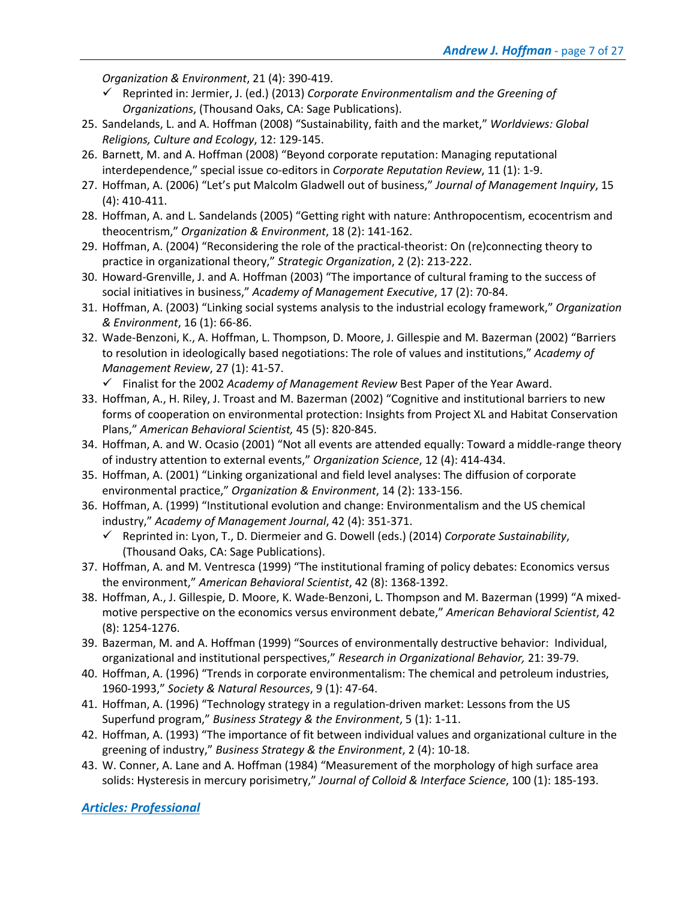*Organization & Environment*, 21 (4): 390-419.

- ✓ Reprinted in: Jermier, J. (ed.) (2013) *Corporate Environmentalism and the Greening of Organizations*, (Thousand Oaks, CA: Sage Publications).

25. Sandelands, L. and A. Hoffman (2008) "Sustainability, faith and the market," *Worldviews: Global Religions, Culture and Ecology*, 12: 129-145.
26. Barnett, M. and A. Hoffman (2008) "Beyond corporate reputation: Managing reputational interdependence," special issue co-editors in *Corporate Reputation Review*, 11 (1): 1-9.
27. Hoffman, A. (2006) "Let's put Malcolm Gladwell out of business," *Journal of Management Inquiry*, 15 (4): 410-411.
28. Hoffman, A. and L. Sandelands (2005) "Getting right with nature: Anthropocentism, ecocentrism and theocentrism," *Organization & Environment*, 18 (2): 141-162.
29. Hoffman, A. (2004) "Reconsidering the role of the practical-theorist: On (re)connecting theory to practice in organizational theory," *Strategic Organization*, 2 (2): 213-222.
30. Howard-Grenville, J. and A. Hoffman (2003) "The importance of cultural framing to the success of social initiatives in business," *Academy of Management Executive*, 17 (2): 70-84.
31. Hoffman, A. (2003) "Linking social systems analysis to the industrial ecology framework," *Organization & Environment*, 16 (1): 66-86.
32. Wade-Benzoni, K., A. Hoffman, L. Thompson, D. Moore, J. Gillespie and M. Bazerman (2002) "Barriers to resolution in ideologically based negotiations: The role of values and institutions," *Academy of Management Review*, 27 (1): 41-57.
    - ✓ Finalist for the 2002 *Academy of Management Review* Best Paper of the Year Award.
33. Hoffman, A., H. Riley, J. Troast and M. Bazerman (2002) "Cognitive and institutional barriers to new forms of cooperation on environmental protection: Insights from Project XL and Habitat Conservation Plans," *American Behavioral Scientist,* 45 (5): 820-845.
34. Hoffman, A. and W. Ocasio (2001) "Not all events are attended equally: Toward a middle-range theory of industry attention to external events," *Organization Science*, 12 (4): 414-434.
35. Hoffman, A. (2001) "Linking organizational and field level analyses: The diffusion of corporate environmental practice," *Organization & Environment*, 14 (2): 133-156.
36. Hoffman, A. (1999) "Institutional evolution and change: Environmentalism and the US chemical industry," *Academy of Management Journal*, 42 (4): 351-371.
    - ✓ Reprinted in: Lyon, T., D. Diermeier and G. Dowell (eds.) (2014) *Corporate Sustainability*, (Thousand Oaks, CA: Sage Publications).
37. Hoffman, A. and M. Ventresca (1999) "The institutional framing of policy debates: Economics versus the environment," *American Behavioral Scientist*, 42 (8): 1368-1392.
38. Hoffman, A., J. Gillespie, D. Moore, K. Wade-Benzoni, L. Thompson and M. Bazerman (1999) "A mixed-motive perspective on the economics versus environment debate," *American Behavioral Scientist*, 42 (8): 1254-1276.
39. Bazerman, M. and A. Hoffman (1999) "Sources of environmentally destructive behavior: Individual, organizational and institutional perspectives," *Research in Organizational Behavior,* 21: 39-79.
40. Hoffman, A. (1996) "Trends in corporate environmentalism: The chemical and petroleum industries, 1960-1993," *Society & Natural Resources*, 9 (1): 47-64.
41. Hoffman, A. (1996) "Technology strategy in a regulation-driven market: Lessons from the US Superfund program," *Business Strategy & the Environment*, 5 (1): 1-11.
42. Hoffman, A. (1993) "The importance of fit between individual values and organizational culture in the greening of industry," *Business Strategy & the Environment*, 2 (4): 10-18.
43. W. Conner, A. Lane and A. Hoffman (1984) "Measurement of the morphology of high surface area solids: Hysteresis in mercury porisimetry," *Journal of Colloid & Interface Science*, 100 (1): 185-193.

## ***Articles: Professional***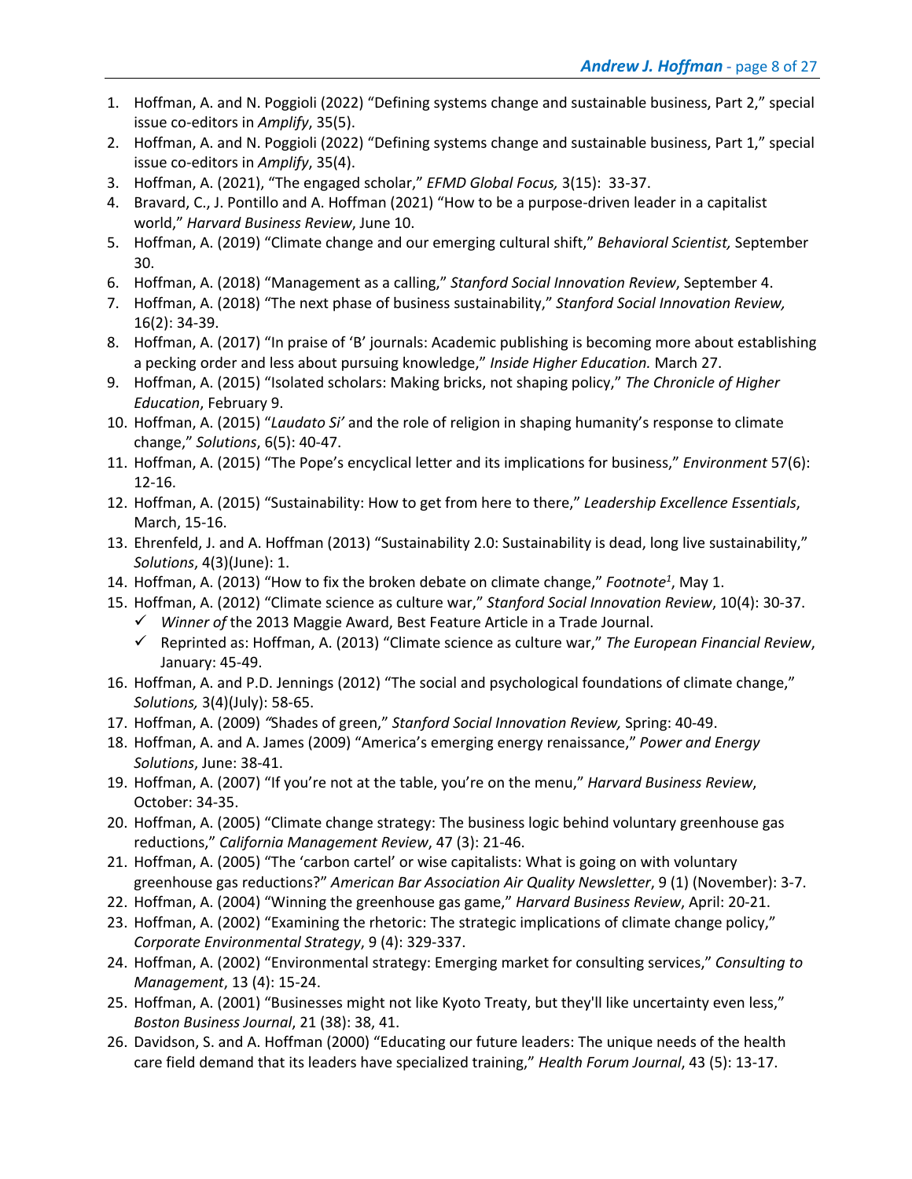1. Hoffman, A. and N. Poggioli (2022) “Defining systems change and sustainable business, Part 2,” special issue co-editors in *Amplify*, 35(5).
2. Hoffman, A. and N. Poggioli (2022) “Defining systems change and sustainable business, Part 1,” special issue co-editors in *Amplify*, 35(4).
3. Hoffman, A. (2021), “The engaged scholar,” *EFMD Global Focus,* 3(15): 33-37.
4. Bravard, C., J. Pontillo and A. Hoffman (2021) “How to be a purpose-driven leader in a capitalist world,” *Harvard Business Review*, June 10.
5. Hoffman, A. (2019) “Climate change and our emerging cultural shift,” *Behavioral Scientist,* September 30.
6. Hoffman, A. (2018) “Management as a calling,” *Stanford Social Innovation Review*, September 4.
7. Hoffman, A. (2018) “The next phase of business sustainability,” *Stanford Social Innovation Review,* 16(2): 34-39.
8. Hoffman, A. (2017) “In praise of ‘B’ journals: Academic publishing is becoming more about establishing a pecking order and less about pursuing knowledge,” *Inside Higher Education.* March 27.
9. Hoffman, A. (2015) “Isolated scholars: Making bricks, not shaping policy,” *The Chronicle of Higher Education*, February 9.
10. Hoffman, A. (2015) “*Laudato Si’* and the role of religion in shaping humanity’s response to climate change,” *Solutions*, 6(5): 40-47.
11. Hoffman, A. (2015) “The Pope’s encyclical letter and its implications for business,” *Environment* 57(6): 12-16.
12. Hoffman, A. (2015) “Sustainability: How to get from here to there,” *Leadership Excellence Essentials*, March, 15-16.
13. Ehrenfeld, J. and A. Hoffman (2013) “Sustainability 2.0: Sustainability is dead, long live sustainability,” *Solutions*, 4(3)(June): 1.
14. Hoffman, A. (2013) “How to fix the broken debate on climate change,” *Footnote[1]*, May 1.
15. Hoffman, A. (2012) “Climate science as culture war,” *Stanford Social Innovation Review*, 10(4): 30-37.
    - ✓ *Winner of* the 2013 Maggie Award, Best Feature Article in a Trade Journal.
    - ✓ Reprinted as: Hoffman, A. (2013) “Climate science as culture war,” *The European Financial Review*, January: 45-49.
16. Hoffman, A. and P.D. Jennings (2012) “The social and psychological foundations of climate change,” *Solutions,* 3(4)(July): 58-65.
17. Hoffman, A. (2009) “Shades of green,” *Stanford Social Innovation Review,* Spring: 40-49.
18. Hoffman, A. and A. James (2009) “America’s emerging energy renaissance,” *Power and Energy Solutions*, June: 38-41.
19. Hoffman, A. (2007) “If you’re not at the table, you’re on the menu,” *Harvard Business Review*, October: 34-35.
20. Hoffman, A. (2005) “Climate change strategy: The business logic behind voluntary greenhouse gas reductions,” *California Management Review*, 47 (3): 21-46.
21. Hoffman, A. (2005) “The ‘carbon cartel’ or wise capitalists: What is going on with voluntary greenhouse gas reductions?” *American Bar Association Air Quality Newsletter*, 9 (1) (November): 3-7.
22. Hoffman, A. (2004) “Winning the greenhouse gas game,” *Harvard Business Review*, April: 20-21.
23. Hoffman, A. (2002) “Examining the rhetoric: The strategic implications of climate change policy,” *Corporate Environmental Strategy*, 9 (4): 329-337.
24. Hoffman, A. (2002) “Environmental strategy: Emerging market for consulting services,” *Consulting to Management*, 13 (4): 15-24.
25. Hoffman, A. (2001) “Businesses might not like Kyoto Treaty, but they'll like uncertainty even less,” *Boston Business Journal*, 21 (38): 38, 41.
26. Davidson, S. and A. Hoffman (2000) “Educating our future leaders: The unique needs of the health care field demand that its leaders have specialized training,” *Health Forum Journal*, 43 (5): 13-17.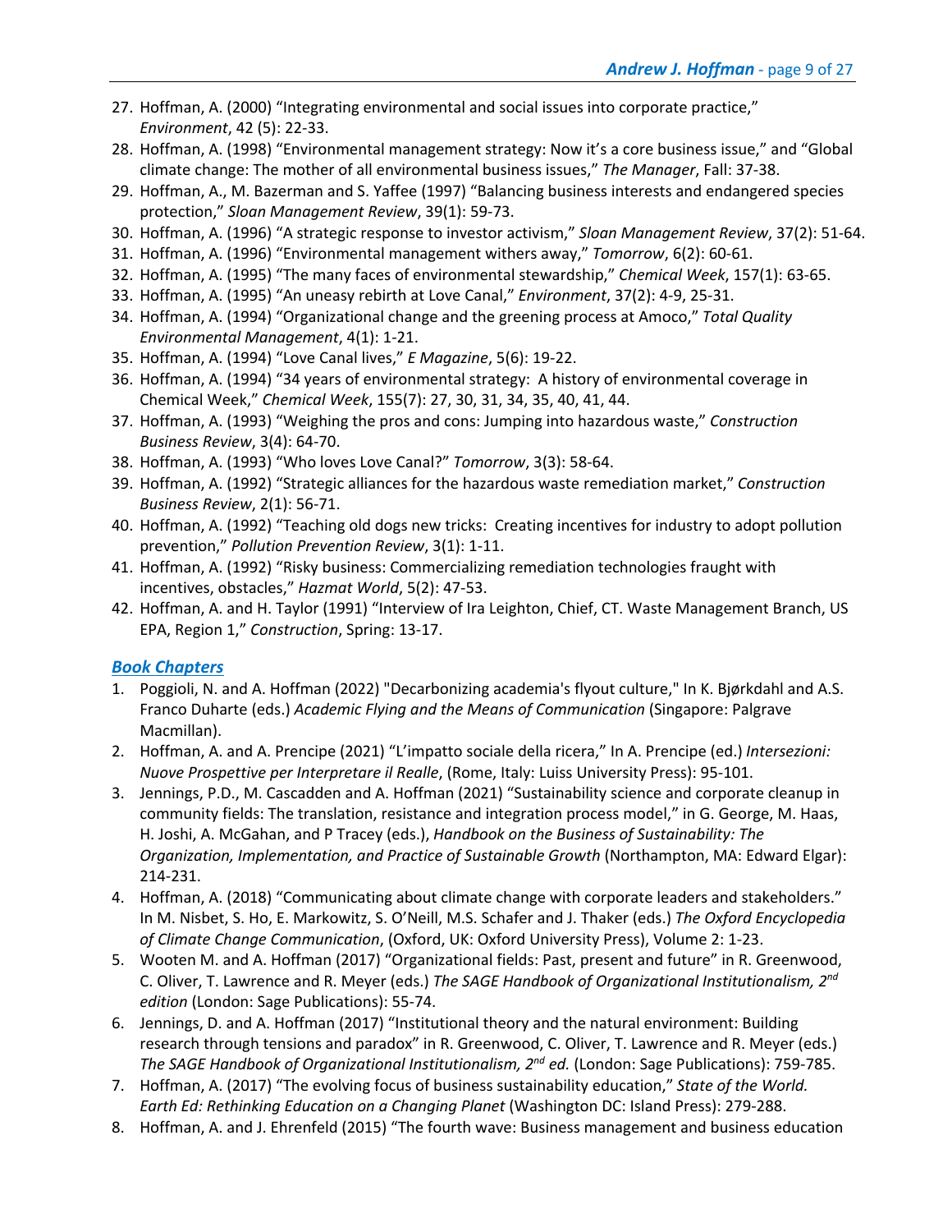27. Hoffman, A. (2000) "Integrating environmental and social issues into corporate practice," *Environment*, 42 (5): 22-33.
28. Hoffman, A. (1998) "Environmental management strategy: Now it's a core business issue," and "Global climate change: The mother of all environmental business issues," *The Manager*, Fall: 37-38.
29. Hoffman, A., M. Bazerman and S. Yaffee (1997) "Balancing business interests and endangered species protection," *Sloan Management Review*, 39(1): 59-73.
30. Hoffman, A. (1996) "A strategic response to investor activism," *Sloan Management Review*, 37(2): 51-64.
31. Hoffman, A. (1996) "Environmental management withers away," *Tomorrow*, 6(2): 60-61.
32. Hoffman, A. (1995) "The many faces of environmental stewardship," *Chemical Week*, 157(1): 63-65.
33. Hoffman, A. (1995) "An uneasy rebirth at Love Canal," *Environment*, 37(2): 4-9, 25-31.
34. Hoffman, A. (1994) "Organizational change and the greening process at Amoco," *Total Quality Environmental Management*, 4(1): 1-21.
35. Hoffman, A. (1994) "Love Canal lives," *E Magazine*, 5(6): 19-22.
36. Hoffman, A. (1994) "34 years of environmental strategy: A history of environmental coverage in Chemical Week," *Chemical Week*, 155(7): 27, 30, 31, 34, 35, 40, 41, 44.
37. Hoffman, A. (1993) "Weighing the pros and cons: Jumping into hazardous waste," *Construction Business Review*, 3(4): 64-70.
38. Hoffman, A. (1993) "Who loves Love Canal?" *Tomorrow*, 3(3): 58-64.
39. Hoffman, A. (1992) "Strategic alliances for the hazardous waste remediation market," *Construction Business Review*, 2(1): 56-71.
40. Hoffman, A. (1992) "Teaching old dogs new tricks: Creating incentives for industry to adopt pollution prevention," *Pollution Prevention Review*, 3(1): 1-11.
41. Hoffman, A. (1992) "Risky business: Commercializing remediation technologies fraught with incentives, obstacles," *Hazmat World*, 5(2): 47-53.
42. Hoffman, A. and H. Taylor (1991) "Interview of Ira Leighton, Chief, CT. Waste Management Branch, US EPA, Region 1," *Construction*, Spring: 13-17.

## *Book Chapters*

1. Poggioli, N. and A. Hoffman (2022) "Decarbonizing academia's flyout culture," In K. Bjørkdahl and A.S. Franco Duharte (eds.) *Academic Flying and the Means of Communication* (Singapore: Palgrave Macmillan).
2. Hoffman, A. and A. Prencipe (2021) "L'impatto sociale della ricera," In A. Prencipe (ed.) *Intersezioni: Nuove Prospettive per Interpretare il Realle*, (Rome, Italy: Luiss University Press): 95-101.
3. Jennings, P.D., M. Cascadden and A. Hoffman (2021) "Sustainability science and corporate cleanup in community fields: The translation, resistance and integration process model," in G. George, M. Haas, H. Joshi, A. McGahan, and P Tracey (eds.), *Handbook on the Business of Sustainability: The Organization, Implementation, and Practice of Sustainable Growth* (Northampton, MA: Edward Elgar): 214-231.
4. Hoffman, A. (2018) "Communicating about climate change with corporate leaders and stakeholders." In M. Nisbet, S. Ho, E. Markowitz, S. O'Neill, M.S. Schafer and J. Thaker (eds.) *The Oxford Encyclopedia of Climate Change Communication*, (Oxford, UK: Oxford University Press), Volume 2: 1-23.
5. Wooten M. and A. Hoffman (2017) "Organizational fields: Past, present and future" in R. Greenwood, C. Oliver, T. Lawrence and R. Meyer (eds.) *The SAGE Handbook of Organizational Institutionalism, 2nd edition* (London: Sage Publications): 55-74.
6. Jennings, D. and A. Hoffman (2017) "Institutional theory and the natural environment: Building research through tensions and paradox" in R. Greenwood, C. Oliver, T. Lawrence and R. Meyer (eds.) *The SAGE Handbook of Organizational Institutionalism, 2nd ed.* (London: Sage Publications): 759-785.
7. Hoffman, A. (2017) "The evolving focus of business sustainability education," *State of the World. Earth Ed: Rethinking Education on a Changing Planet* (Washington DC: Island Press): 279-288.
8. Hoffman, A. and J. Ehrenfeld (2015) "The fourth wave: Business management and business education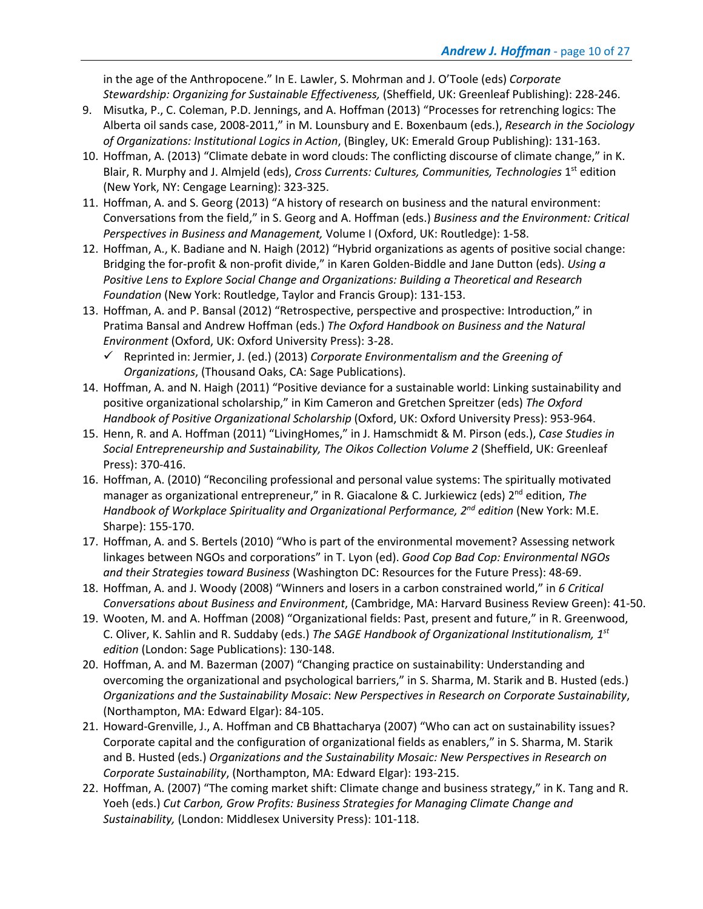in the age of the Anthropocene." In E. Lawler, S. Mohrman and J. O'Toole (eds) *Corporate Stewardship: Organizing for Sustainable Effectiveness,* (Sheffield, UK: Greenleaf Publishing): 228-246.

9. Misutka, P., C. Coleman, P.D. Jennings, and A. Hoffman (2013) "Processes for retrenching logics: The Alberta oil sands case, 2008-2011," in M. Lounsbury and E. Boxenbaum (eds.), *Research in the Sociology of Organizations: Institutional Logics in Action*, (Bingley, UK: Emerald Group Publishing): 131-163.
10. Hoffman, A. (2013) "Climate debate in word clouds: The conflicting discourse of climate change," in K. Blair, R. Murphy and J. Almjeld (eds), *Cross Currents: Cultures, Communities, Technologies* 1st edition (New York, NY: Cengage Learning): 323-325.
11. Hoffman, A. and S. Georg (2013) "A history of research on business and the natural environment: Conversations from the field," in S. Georg and A. Hoffman (eds.) *Business and the Environment: Critical Perspectives in Business and Management,* Volume I (Oxford, UK: Routledge): 1-58.
12. Hoffman, A., K. Badiane and N. Haigh (2012) "Hybrid organizations as agents of positive social change: Bridging the for-profit & non-profit divide," in Karen Golden-Biddle and Jane Dutton (eds). *Using a Positive Lens to Explore Social Change and Organizations: Building a Theoretical and Research Foundation* (New York: Routledge, Taylor and Francis Group): 131-153.
13. Hoffman, A. and P. Bansal (2012) "Retrospective, perspective and prospective: Introduction," in Pratima Bansal and Andrew Hoffman (eds.) *The Oxford Handbook on Business and the Natural Environment* (Oxford, UK: Oxford University Press): 3-28.
    - ✓ Reprinted in: Jermier, J. (ed.) (2013) *Corporate Environmentalism and the Greening of Organizations*, (Thousand Oaks, CA: Sage Publications).
14. Hoffman, A. and N. Haigh (2011) "Positive deviance for a sustainable world: Linking sustainability and positive organizational scholarship," in Kim Cameron and Gretchen Spreitzer (eds) *The Oxford Handbook of Positive Organizational Scholarship* (Oxford, UK: Oxford University Press): 953-964.
15. Henn, R. and A. Hoffman (2011) "LivingHomes," in J. Hamschmidt & M. Pirson (eds.), *Case Studies in Social Entrepreneurship and Sustainability, The Oikos Collection Volume 2* (Sheffield, UK: Greenleaf Press): 370-416.
16. Hoffman, A. (2010) "Reconciling professional and personal value systems: The spiritually motivated manager as organizational entrepreneur," in R. Giacalone & C. Jurkiewicz (eds) 2nd edition, *The Handbook of Workplace Spirituality and Organizational Performance, 2nd edition* (New York: M.E. Sharpe): 155-170.
17. Hoffman, A. and S. Bertels (2010) "Who is part of the environmental movement? Assessing network linkages between NGOs and corporations" in T. Lyon (ed). *Good Cop Bad Cop: Environmental NGOs and their Strategies toward Business* (Washington DC: Resources for the Future Press): 48-69.
18. Hoffman, A. and J. Woody (2008) "Winners and losers in a carbon constrained world," in *6 Critical Conversations about Business and Environment*, (Cambridge, MA: Harvard Business Review Green): 41-50.
19. Wooten, M. and A. Hoffman (2008) "Organizational fields: Past, present and future," in R. Greenwood, C. Oliver, K. Sahlin and R. Suddaby (eds.) *The SAGE Handbook of Organizational Institutionalism, 1st edition* (London: Sage Publications): 130-148.
20. Hoffman, A. and M. Bazerman (2007) "Changing practice on sustainability: Understanding and overcoming the organizational and psychological barriers," in S. Sharma, M. Starik and B. Husted (eds.) *Organizations and the Sustainability Mosaic*: *New Perspectives in Research on Corporate Sustainability*, (Northampton, MA: Edward Elgar): 84-105.
21. Howard-Grenville, J., A. Hoffman and CB Bhattacharya (2007) "Who can act on sustainability issues? Corporate capital and the configuration of organizational fields as enablers," in S. Sharma, M. Starik and B. Husted (eds.) *Organizations and the Sustainability Mosaic: New Perspectives in Research on Corporate Sustainability*, (Northampton, MA: Edward Elgar): 193-215.
22. Hoffman, A. (2007) "The coming market shift: Climate change and business strategy," in K. Tang and R. Yoeh (eds.) *Cut Carbon, Grow Profits: Business Strategies for Managing Climate Change and Sustainability,* (London: Middlesex University Press): 101-118.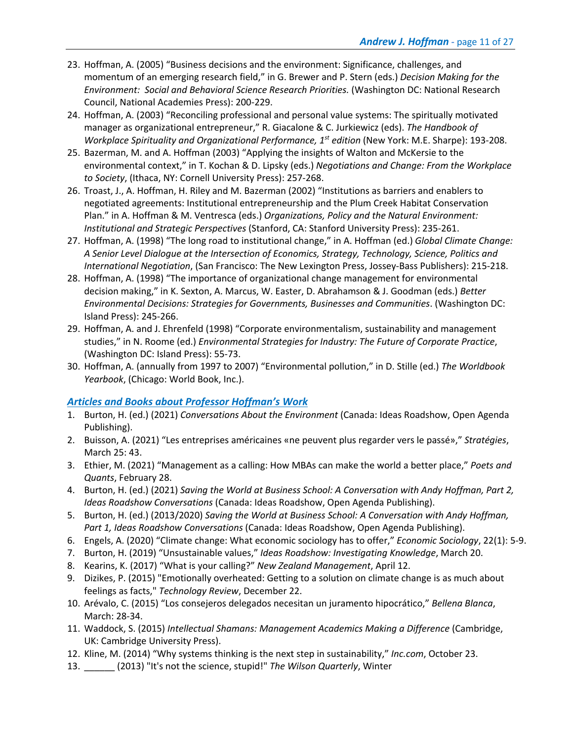23. Hoffman, A. (2005) "Business decisions and the environment: Significance, challenges, and momentum of an emerging research field," in G. Brewer and P. Stern (eds.) *Decision Making for the Environment: Social and Behavioral Science Research Priorities.* (Washington DC: National Research Council, National Academies Press): 200-229.
24. Hoffman, A. (2003) "Reconciling professional and personal value systems: The spiritually motivated manager as organizational entrepreneur," R. Giacalone & C. Jurkiewicz (eds). *The Handbook of Workplace Spirituality and Organizational Performance, 1st edition* (New York: M.E. Sharpe): 193-208.
25. Bazerman, M. and A. Hoffman (2003) "Applying the insights of Walton and McKersie to the environmental context," in T. Kochan & D. Lipsky (eds.) *Negotiations and Change: From the Workplace to Society*, (Ithaca, NY: Cornell University Press): 257-268.
26. Troast, J., A. Hoffman, H. Riley and M. Bazerman (2002) "Institutions as barriers and enablers to negotiated agreements: Institutional entrepreneurship and the Plum Creek Habitat Conservation Plan." in A. Hoffman & M. Ventresca (eds.) *Organizations, Policy and the Natural Environment: Institutional and Strategic Perspectives* (Stanford, CA: Stanford University Press): 235-261.
27. Hoffman, A. (1998) "The long road to institutional change," in A. Hoffman (ed.) *Global Climate Change: A Senior Level Dialogue at the Intersection of Economics, Strategy, Technology, Science, Politics and International Negotiation*, (San Francisco: The New Lexington Press, Jossey-Bass Publishers): 215-218.
28. Hoffman, A. (1998) "The importance of organizational change management for environmental decision making," in K. Sexton, A. Marcus, W. Easter, D. Abrahamson & J. Goodman (eds.) *Better Environmental Decisions: Strategies for Governments, Businesses and Communities*. (Washington DC: Island Press): 245-266.
29. Hoffman, A. and J. Ehrenfeld (1998) "Corporate environmentalism, sustainability and management studies," in N. Roome (ed.) *Environmental Strategies for Industry: The Future of Corporate Practice*, (Washington DC: Island Press): 55-73.
30. Hoffman, A. (annually from 1997 to 2007) "Environmental pollution," in D. Stille (ed.) *The Worldbook Yearbook*, (Chicago: World Book, Inc.).

### *Articles and Books about Professor Hoffman's Work*

1. Burton, H. (ed.) (2021) *Conversations About the Environment* (Canada: Ideas Roadshow, Open Agenda Publishing).
2. Buisson, A. (2021) "Les entreprises américaines «ne peuvent plus regarder vers le passé»," *Stratégies*, March 25: 43.
3. Ethier, M. (2021) "Management as a calling: How MBAs can make the world a better place," *Poets and Quants*, February 28.
4. Burton, H. (ed.) (2021) *Saving the World at Business School: A Conversation with Andy Hoffman, Part 2, Ideas Roadshow Conversations* (Canada: Ideas Roadshow, Open Agenda Publishing).
5. Burton, H. (ed.) (2013/2020) *Saving the World at Business School: A Conversation with Andy Hoffman, Part 1, Ideas Roadshow Conversations* (Canada: Ideas Roadshow, Open Agenda Publishing).
6. Engels, A. (2020) "Climate change: What economic sociology has to offer," *Economic Sociology*, 22(1): 5-9.
7. Burton, H. (2019) "Unsustainable values," *Ideas Roadshow: Investigating Knowledge*, March 20.
8. Kearins, K. (2017) "What is your calling?" *New Zealand Management*, April 12.
9. Dizikes, P. (2015) "Emotionally overheated: Getting to a solution on climate change is as much about feelings as facts," *Technology Review*, December 22.
10. Arévalo, C. (2015) "Los consejeros delegados necesitan un juramento hipocrático," *Bellena Blanca*, March: 28-34.
11. Waddock, S. (2015) *Intellectual Shamans: Management Academics Making a Difference* (Cambridge, UK: Cambridge University Press).
12. Kline, M. (2014) "Why systems thinking is the next step in sustainability," *Inc.com*, October 23.
13. ______ (2013) "It's not the science, stupid!" *The Wilson Quarterly*, Winter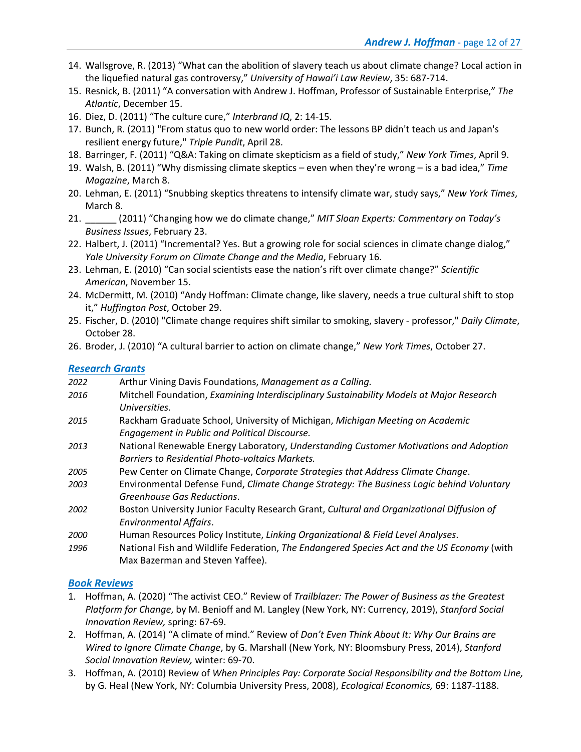14. Wallsgrove, R. (2013) "What can the abolition of slavery teach us about climate change? Local action in the liquefied natural gas controversy," *University of Hawai'i Law Review*, 35: 687-714.
15. Resnick, B. (2011) "A conversation with Andrew J. Hoffman, Professor of Sustainable Enterprise," *The Atlantic*, December 15.
16. Diez, D. (2011) "The culture cure," *Interbrand IQ*, 2: 14-15.
17. Bunch, R. (2011) "From status quo to new world order: The lessons BP didn't teach us and Japan's resilient energy future," *Triple Pundit*, April 28.
18. Barringer, F. (2011) "Q&A: Taking on climate skepticism as a field of study," *New York Times*, April 9.
19. Walsh, B. (2011) "Why dismissing climate skeptics – even when they're wrong – is a bad idea," *Time Magazine*, March 8.
20. Lehman, E. (2011) "Snubbing skeptics threatens to intensify climate war, study says," *New York Times*, March 8.
21. ______ (2011) "Changing how we do climate change," *MIT Sloan Experts: Commentary on Today's Business Issues*, February 23.
22. Halbert, J. (2011) "Incremental? Yes. But a growing role for social sciences in climate change dialog," *Yale University Forum on Climate Change and the Media*, February 16.
23. Lehman, E. (2010) "Can social scientists ease the nation's rift over climate change?" *Scientific American*, November 15.
24. McDermitt, M. (2010) "Andy Hoffman: Climate change, like slavery, needs a true cultural shift to stop it," *Huffington Post*, October 29.
25. Fischer, D. (2010) "Climate change requires shift similar to smoking, slavery - professor," *Daily Climate*, October 28.
26. Broder, J. (2010) "A cultural barrier to action on climate change," *New York Times*, October 27.

## Research Grants

*2022* Arthur Vining Davis Foundations, *Management as a Calling.*

*2016* Mitchell Foundation, *Examining Interdisciplinary Sustainability Models at Major Research Universities.*

*2015* Rackham Graduate School, University of Michigan, *Michigan Meeting on Academic Engagement in Public and Political Discourse.*

*2013* National Renewable Energy Laboratory, *Understanding Customer Motivations and Adoption Barriers to Residential Photo-voltaics Markets.*

*2005* Pew Center on Climate Change, *Corporate Strategies that Address Climate Change*.

*2003* Environmental Defense Fund, *Climate Change Strategy: The Business Logic behind Voluntary Greenhouse Gas Reductions*.

*2002* Boston University Junior Faculty Research Grant, *Cultural and Organizational Diffusion of Environmental Affairs*.

*2000* Human Resources Policy Institute, *Linking Organizational & Field Level Analyses*.

*1996* National Fish and Wildlife Federation, *The Endangered Species Act and the US Economy* (with Max Bazerman and Steven Yaffee).

## Book Reviews

1. Hoffman, A. (2020) "The activist CEO." Review of *Trailblazer: The Power of Business as the Greatest Platform for Change*, by M. Benioff and M. Langley (New York, NY: Currency, 2019), *Stanford Social Innovation Review,* spring: 67-69.
2. Hoffman, A. (2014) "A climate of mind." Review of *Don't Even Think About It: Why Our Brains are Wired to Ignore Climate Change*, by G. Marshall (New York, NY: Bloomsbury Press, 2014), *Stanford Social Innovation Review,* winter: 69-70.
3. Hoffman, A. (2010) Review of *When Principles Pay: Corporate Social Responsibility and the Bottom Line,* by G. Heal (New York, NY: Columbia University Press, 2008), *Ecological Economics,* 69: 1187-1188.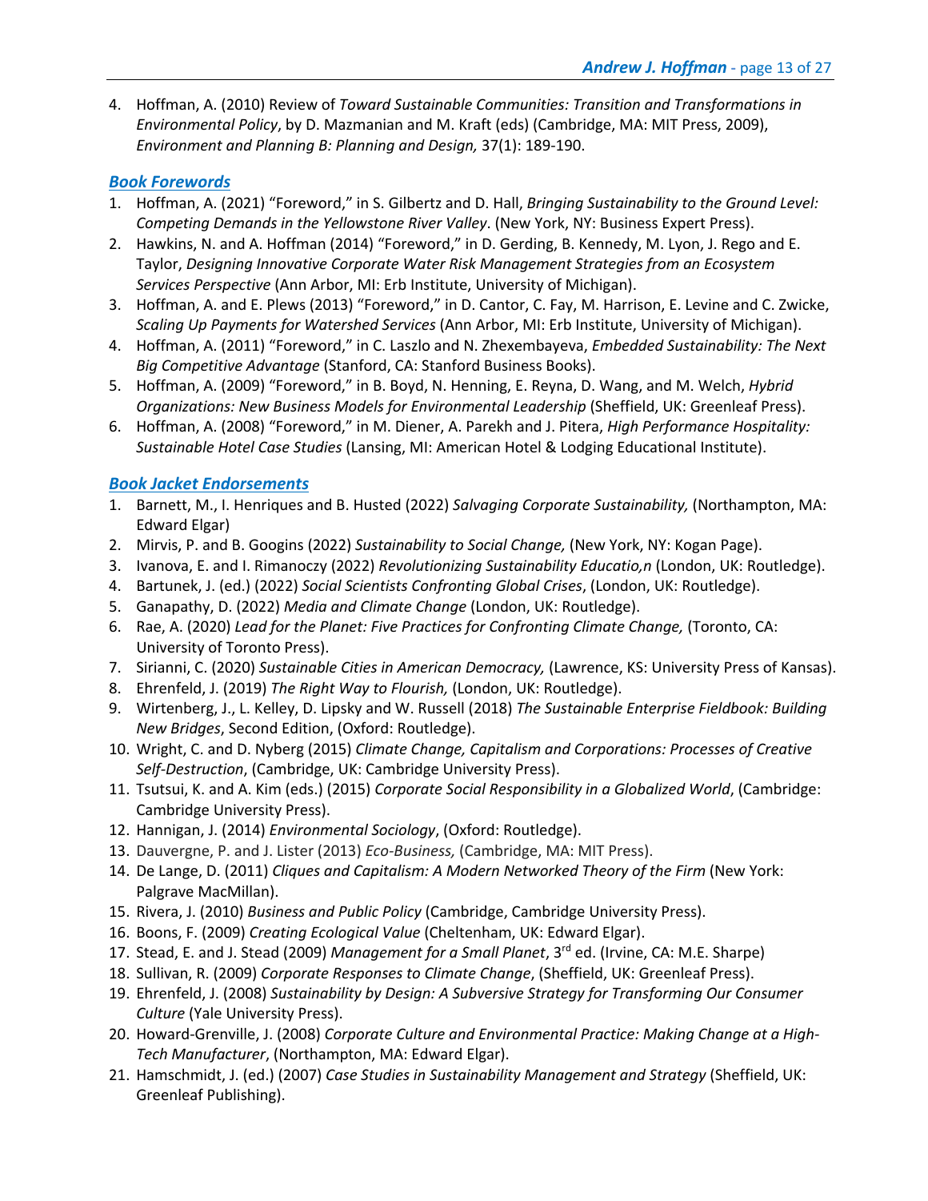4. Hoffman, A. (2010) Review of *Toward Sustainable Communities: Transition and Transformations in Environmental Policy*, by D. Mazmanian and M. Kraft (eds) (Cambridge, MA: MIT Press, 2009), *Environment and Planning B: Planning and Design,* 37(1): 189-190.

### *Book Forewords*

1. Hoffman, A. (2021) "Foreword," in S. Gilbertz and D. Hall, *Bringing Sustainability to the Ground Level: Competing Demands in the Yellowstone River Valley*. (New York, NY: Business Expert Press).
2. Hawkins, N. and A. Hoffman (2014) "Foreword," in D. Gerding, B. Kennedy, M. Lyon, J. Rego and E. Taylor, *Designing Innovative Corporate Water Risk Management Strategies from an Ecosystem Services Perspective* (Ann Arbor, MI: Erb Institute, University of Michigan).
3. Hoffman, A. and E. Plews (2013) "Foreword," in D. Cantor, C. Fay, M. Harrison, E. Levine and C. Zwicke, *Scaling Up Payments for Watershed Services* (Ann Arbor, MI: Erb Institute, University of Michigan).
4. Hoffman, A. (2011) "Foreword," in C. Laszlo and N. Zhexembayeva, *Embedded Sustainability: The Next Big Competitive Advantage* (Stanford, CA: Stanford Business Books).
5. Hoffman, A. (2009) "Foreword," in B. Boyd, N. Henning, E. Reyna, D. Wang, and M. Welch, *Hybrid Organizations: New Business Models for Environmental Leadership* (Sheffield, UK: Greenleaf Press).
6. Hoffman, A. (2008) "Foreword," in M. Diener, A. Parekh and J. Pitera, *High Performance Hospitality: Sustainable Hotel Case Studies* (Lansing, MI: American Hotel & Lodging Educational Institute).

### *Book Jacket Endorsements*

1. Barnett, M., I. Henriques and B. Husted (2022) *Salvaging Corporate Sustainability,* (Northampton, MA: Edward Elgar)
2. Mirvis, P. and B. Googins (2022) *Sustainability to Social Change,* (New York, NY: Kogan Page).
3. Ivanova, E. and I. Rimanoczy (2022) *Revolutionizing Sustainability Educatio,n* (London, UK: Routledge).
4. Bartunek, J. (ed.) (2022) *Social Scientists Confronting Global Crises*, (London, UK: Routledge).
5. Ganapathy, D. (2022) *Media and Climate Change* (London, UK: Routledge).
6. Rae, A. (2020) *Lead for the Planet: Five Practices for Confronting Climate Change,* (Toronto, CA: University of Toronto Press).
7. Sirianni, C. (2020) *Sustainable Cities in American Democracy,* (Lawrence, KS: University Press of Kansas).
8. Ehrenfeld, J. (2019) *The Right Way to Flourish,* (London, UK: Routledge).
9. Wirtenberg, J., L. Kelley, D. Lipsky and W. Russell (2018) *The Sustainable Enterprise Fieldbook: Building New Bridges*, Second Edition, (Oxford: Routledge).
10. Wright, C. and D. Nyberg (2015) *Climate Change, Capitalism and Corporations: Processes of Creative Self-Destruction*, (Cambridge, UK: Cambridge University Press).
11. Tsutsui, K. and A. Kim (eds.) (2015) *Corporate Social Responsibility in a Globalized World*, (Cambridge: Cambridge University Press).
12. Hannigan, J. (2014) *Environmental Sociology*, (Oxford: Routledge).
13. Dauvergne, P. and J. Lister (2013) *Eco-Business,* (Cambridge, MA: MIT Press).
14. De Lange, D. (2011) *Cliques and Capitalism: A Modern Networked Theory of the Firm* (New York: Palgrave MacMillan).
15. Rivera, J. (2010) *Business and Public Policy* (Cambridge, Cambridge University Press).
16. Boons, F. (2009) *Creating Ecological Value* (Cheltenham, UK: Edward Elgar).
17. Stead, E. and J. Stead (2009) *Management for a Small Planet*, 3rd ed. (Irvine, CA: M.E. Sharpe)
18. Sullivan, R. (2009) *Corporate Responses to Climate Change*, (Sheffield, UK: Greenleaf Press).
19. Ehrenfeld, J. (2008) *Sustainability by Design: A Subversive Strategy for Transforming Our Consumer Culture* (Yale University Press).
20. Howard-Grenville, J. (2008) *Corporate Culture and Environmental Practice: Making Change at a High-Tech Manufacturer*, (Northampton, MA: Edward Elgar).
21. Hamschmidt, J. (ed.) (2007) *Case Studies in Sustainability Management and Strategy* (Sheffield, UK: Greenleaf Publishing).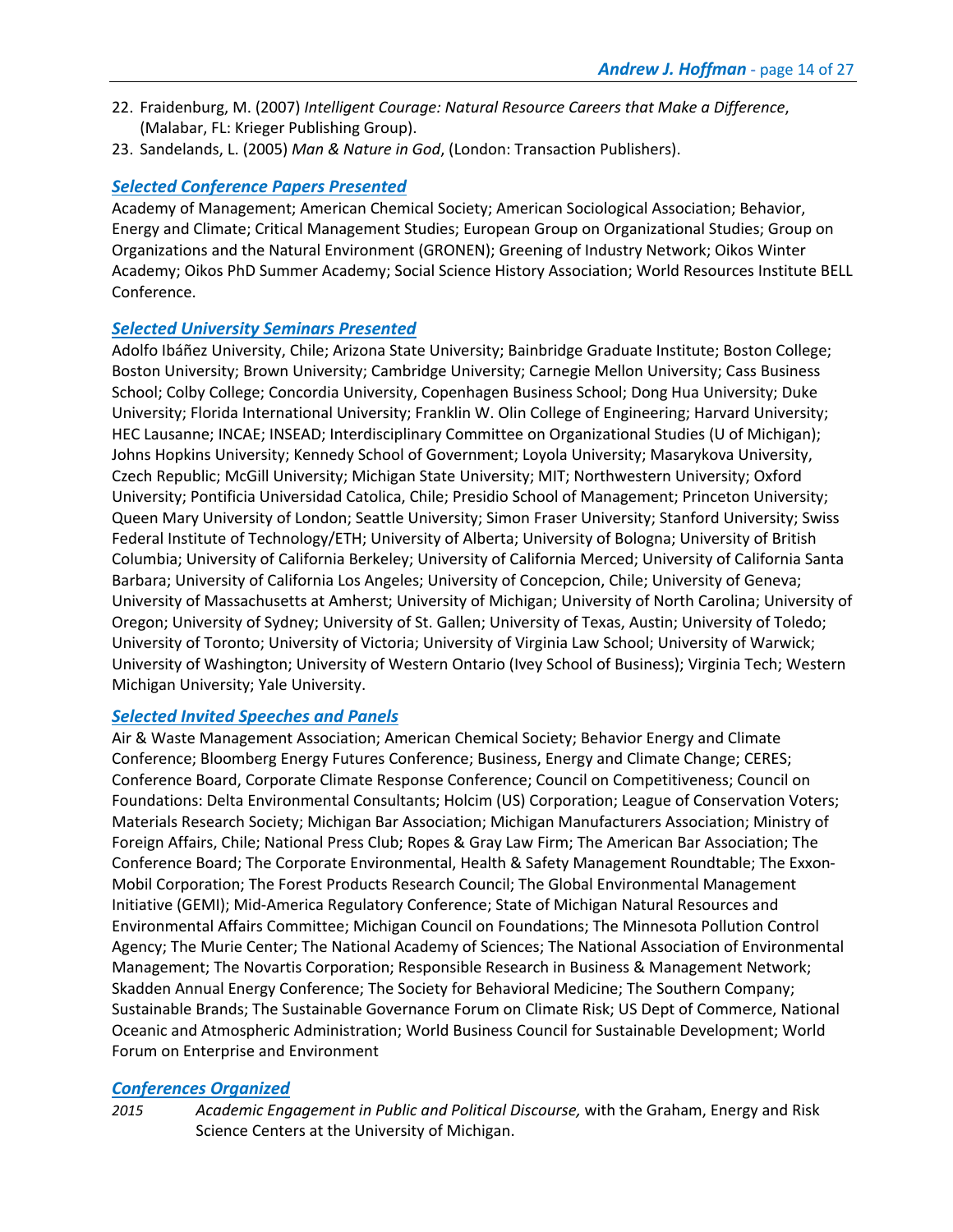22. Fraidenburg, M. (2007) *Intelligent Courage: Natural Resource Careers that Make a Difference*, (Malabar, FL: Krieger Publishing Group).
23. Sandelands, L. (2005) *Man & Nature in God*, (London: Transaction Publishers).

## *Selected Conference Papers Presented*

Academy of Management; American Chemical Society; American Sociological Association; Behavior, Energy and Climate; Critical Management Studies; European Group on Organizational Studies; Group on Organizations and the Natural Environment (GRONEN); Greening of Industry Network; Oikos Winter Academy; Oikos PhD Summer Academy; Social Science History Association; World Resources Institute BELL Conference.

## *Selected University Seminars Presented*

Adolfo Ibáñez University, Chile; Arizona State University; Bainbridge Graduate Institute; Boston College; Boston University; Brown University; Cambridge University; Carnegie Mellon University; Cass Business School; Colby College; Concordia University, Copenhagen Business School; Dong Hua University; Duke University; Florida International University; Franklin W. Olin College of Engineering; Harvard University; HEC Lausanne; INCAE; INSEAD; Interdisciplinary Committee on Organizational Studies (U of Michigan); Johns Hopkins University; Kennedy School of Government; Loyola University; Masarykova University, Czech Republic; McGill University; Michigan State University; MIT; Northwestern University; Oxford University; Pontificia Universidad Catolica, Chile; Presidio School of Management; Princeton University; Queen Mary University of London; Seattle University; Simon Fraser University; Stanford University; Swiss Federal Institute of Technology/ETH; University of Alberta; University of Bologna; University of British Columbia; University of California Berkeley; University of California Merced; University of California Santa Barbara; University of California Los Angeles; University of Concepcion, Chile; University of Geneva; University of Massachusetts at Amherst; University of Michigan; University of North Carolina; University of Oregon; University of Sydney; University of St. Gallen; University of Texas, Austin; University of Toledo; University of Toronto; University of Victoria; University of Virginia Law School; University of Warwick; University of Washington; University of Western Ontario (Ivey School of Business); Virginia Tech; Western Michigan University; Yale University.

## *Selected Invited Speeches and Panels*

Air & Waste Management Association; American Chemical Society; Behavior Energy and Climate Conference; Bloomberg Energy Futures Conference; Business, Energy and Climate Change; CERES; Conference Board, Corporate Climate Response Conference; Council on Competitiveness; Council on Foundations: Delta Environmental Consultants; Holcim (US) Corporation; League of Conservation Voters; Materials Research Society; Michigan Bar Association; Michigan Manufacturers Association; Ministry of Foreign Affairs, Chile; National Press Club; Ropes & Gray Law Firm; The American Bar Association; The Conference Board; The Corporate Environmental, Health & Safety Management Roundtable; The Exxon-Mobil Corporation; The Forest Products Research Council; The Global Environmental Management Initiative (GEMI); Mid-America Regulatory Conference; State of Michigan Natural Resources and Environmental Affairs Committee; Michigan Council on Foundations; The Minnesota Pollution Control Agency; The Murie Center; The National Academy of Sciences; The National Association of Environmental Management; The Novartis Corporation; Responsible Research in Business & Management Network; Skadden Annual Energy Conference; The Society for Behavioral Medicine; The Southern Company; Sustainable Brands; The Sustainable Governance Forum on Climate Risk; US Dept of Commerce, National Oceanic and Atmospheric Administration; World Business Council for Sustainable Development; World Forum on Enterprise and Environment

## *Conferences Organized*

*2015* *Academic Engagement in Public and Political Discourse,* with the Graham, Energy and Risk Science Centers at the University of Michigan.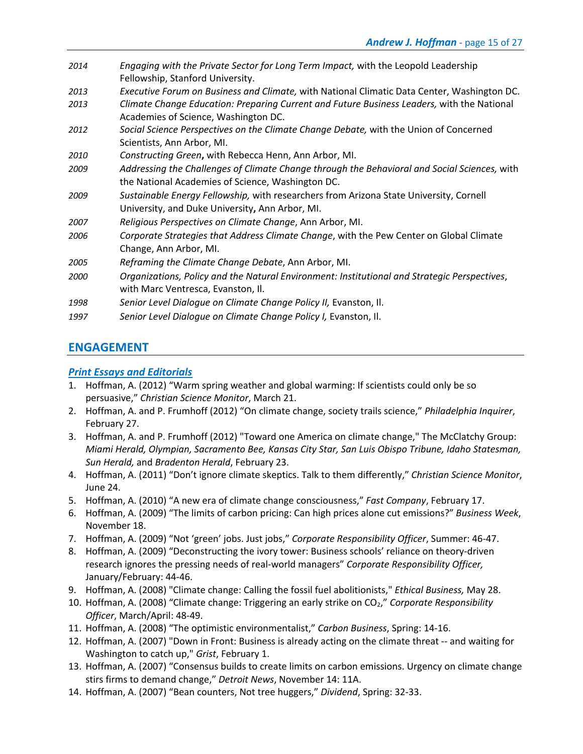| | |
|---|---|
| *2014* | *Engaging with the Private Sector for Long Term Impact,* with the Leopold Leadership Fellowship, Stanford University. |
| *2013* | *Executive Forum on Business and Climate,* with National Climatic Data Center, Washington DC. |
| *2013* | *Climate Change Education: Preparing Current and Future Business Leaders,* with the National Academies of Science, Washington DC. |
| *2012* | *Social Science Perspectives on the Climate Change Debate,* with the Union of Concerned Scientists, Ann Arbor, MI. |
| *2010* | *Constructing Green***,** with Rebecca Henn, Ann Arbor, MI. |
| *2009* | *Addressing the Challenges of Climate Change through the Behavioral and Social Sciences,* with the National Academies of Science, Washington DC. |
| *2009* | *Sustainable Energy Fellowship,* with researchers from Arizona State University, Cornell University, and Duke University**,** Ann Arbor, MI. |
| *2007* | *Religious Perspectives on Climate Change*, Ann Arbor, MI. |
| *2006* | *Corporate Strategies that Address Climate Change*, with the Pew Center on Global Climate Change, Ann Arbor, MI. |
| *2005* | *Reframing the Climate Change Debate*, Ann Arbor, MI. |
| *2000* | *Organizations, Policy and the Natural Environment: Institutional and Strategic Perspectives*, with Marc Ventresca, Evanston, Il. |
| *1998* | *Senior Level Dialogue on Climate Change Policy II,* Evanston, Il. |
| *1997* | *Senior Level Dialogue on Climate Change Policy I,* Evanston, Il. |

## ENGAGEMENT

### *Print Essays and Editorials*

1. Hoffman, A. (2012) "Warm spring weather and global warming: If scientists could only be so persuasive," *Christian Science Monitor*, March 21.
2. Hoffman, A. and P. Frumhoff (2012) "On climate change, society trails science," *Philadelphia Inquirer*, February 27.
3. Hoffman, A. and P. Frumhoff (2012) "Toward one America on climate change," The McClatchy Group: *Miami Herald, Olympian, Sacramento Bee, Kansas City Star, San Luis Obispo Tribune, Idaho Statesman, Sun Herald,* and *Bradenton Herald*, February 23.
4. Hoffman, A. (2011) "Don't ignore climate skeptics. Talk to them differently," *Christian Science Monitor*, June 24.
5. Hoffman, A. (2010) "A new era of climate change consciousness," *Fast Company*, February 17.
6. Hoffman, A. (2009) "The limits of carbon pricing: Can high prices alone cut emissions?" *Business Week*, November 18.
7. Hoffman, A. (2009) "Not 'green' jobs. Just jobs," *Corporate Responsibility Officer*, Summer: 46-47.
8. Hoffman, A. (2009) "Deconstructing the ivory tower: Business schools' reliance on theory-driven research ignores the pressing needs of real-world managers" *Corporate Responsibility Officer,* January/February: 44-46.
9. Hoffman, A. (2008) "Climate change: Calling the fossil fuel abolitionists," *Ethical Business,* May 28.
10. Hoffman, A. (2008) "Climate change: Triggering an early strike on $CO_2$," *Corporate Responsibility Officer*, March/April: 48-49.
11. Hoffman, A. (2008) "The optimistic environmentalist," *Carbon Business*, Spring: 14-16.
12. Hoffman, A. (2007) "Down in Front: Business is already acting on the climate threat -- and waiting for Washington to catch up," *Grist*, February 1.
13. Hoffman, A. (2007) "Consensus builds to create limits on carbon emissions. Urgency on climate change stirs firms to demand change," *Detroit News*, November 14: 11A.
14. Hoffman, A. (2007) "Bean counters, Not tree huggers," *Dividend*, Spring: 32-33.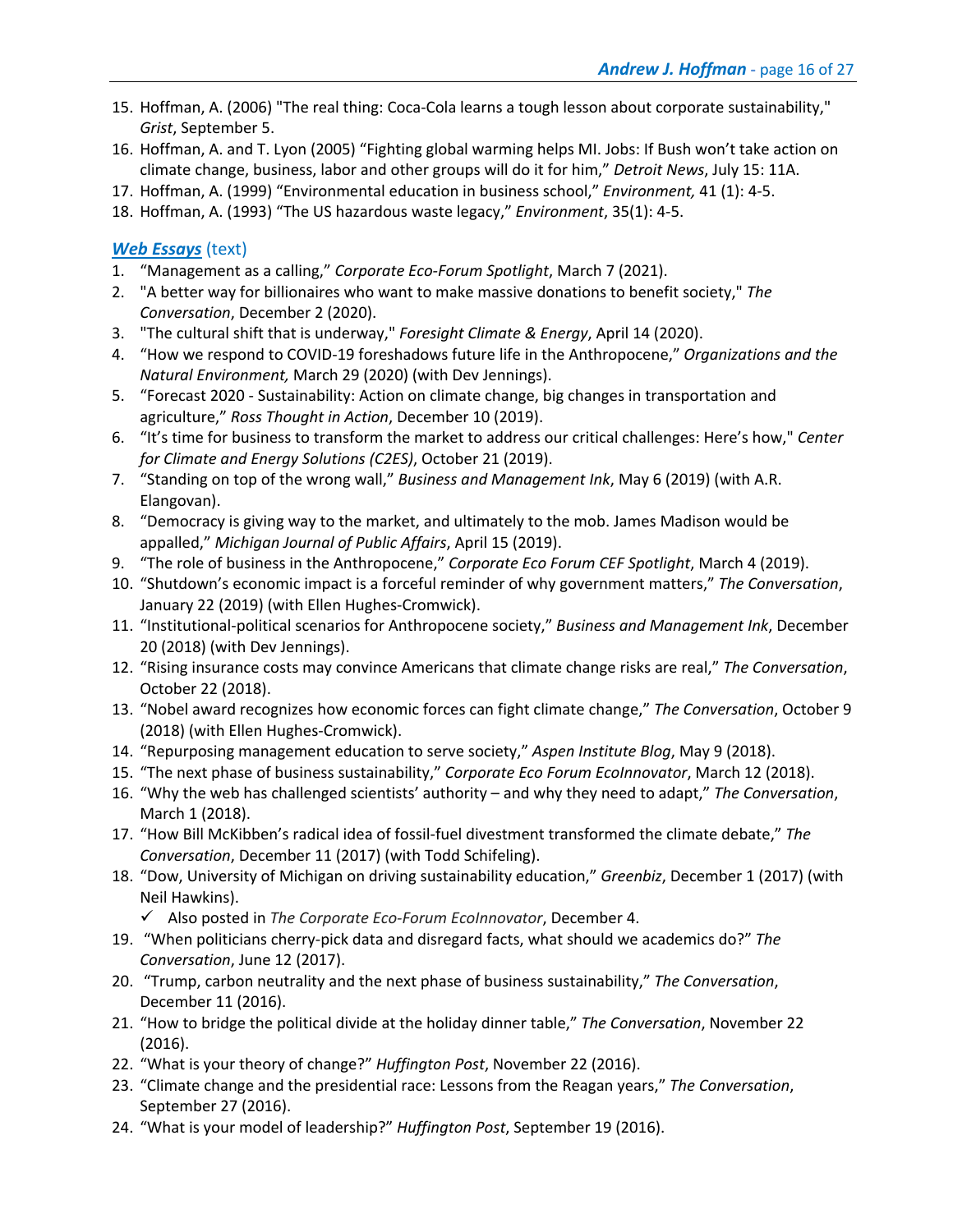15. Hoffman, A. (2006) "The real thing: Coca-Cola learns a tough lesson about corporate sustainability," *Grist*, September 5.
16. Hoffman, A. and T. Lyon (2005) "Fighting global warming helps MI. Jobs: If Bush won't take action on climate change, business, labor and other groups will do it for him," *Detroit News*, July 15: 11A.
17. Hoffman, A. (1999) "Environmental education in business school," *Environment,* 41 (1): 4-5.
18. Hoffman, A. (1993) "The US hazardous waste legacy," *Environment*, 35(1): 4-5.

### ***Web Essays*** (text)

1. "Management as a calling," *Corporate Eco-Forum Spotlight*, March 7 (2021).
2. "A better way for billionaires who want to make massive donations to benefit society," *The Conversation*, December 2 (2020).
3. "The cultural shift that is underway," *Foresight Climate & Energy*, April 14 (2020).
4. "How we respond to COVID-19 foreshadows future life in the Anthropocene," *Organizations and the Natural Environment,* March 29 (2020) (with Dev Jennings).
5. "Forecast 2020 - Sustainability: Action on climate change, big changes in transportation and agriculture," *Ross Thought in Action*, December 10 (2019).
6. "It's time for business to transform the market to address our critical challenges: Here's how," *Center for Climate and Energy Solutions (C2ES)*, October 21 (2019).
7. "Standing on top of the wrong wall," *Business and Management Ink*, May 6 (2019) (with A.R. Elangovan).
8. "Democracy is giving way to the market, and ultimately to the mob. James Madison would be appalled," *Michigan Journal of Public Affairs*, April 15 (2019).
9. "The role of business in the Anthropocene," *Corporate Eco Forum CEF Spotlight*, March 4 (2019).
10. "Shutdown's economic impact is a forceful reminder of why government matters," *The Conversation*, January 22 (2019) (with Ellen Hughes-Cromwick).
11. "Institutional-political scenarios for Anthropocene society," *Business and Management Ink*, December 20 (2018) (with Dev Jennings).
12. "Rising insurance costs may convince Americans that climate change risks are real," *The Conversation*, October 22 (2018).
13. "Nobel award recognizes how economic forces can fight climate change," *The Conversation*, October 9 (2018) (with Ellen Hughes-Cromwick).
14. "Repurposing management education to serve society," *Aspen Institute Blog*, May 9 (2018).
15. "The next phase of business sustainability," *Corporate Eco Forum EcoInnovator*, March 12 (2018).
16. "Why the web has challenged scientists' authority – and why they need to adapt," *The Conversation*, March 1 (2018).
17. "How Bill McKibben's radical idea of fossil-fuel divestment transformed the climate debate," *The Conversation*, December 11 (2017) (with Todd Schifeling).
18. "Dow, University of Michigan on driving sustainability education," *Greenbiz*, December 1 (2017) (with Neil Hawkins).
    - ✓ Also posted in *The Corporate Eco-Forum EcoInnovator*, December 4.
19. "When politicians cherry-pick data and disregard facts, what should we academics do?" *The Conversation*, June 12 (2017).
20. "Trump, carbon neutrality and the next phase of business sustainability," *The Conversation*, December 11 (2016).
21. "How to bridge the political divide at the holiday dinner table," *The Conversation*, November 22 (2016).
22. "What is your theory of change?" *Huffington Post*, November 22 (2016).
23. "Climate change and the presidential race: Lessons from the Reagan years," *The Conversation*, September 27 (2016).
24. "What is your model of leadership?" *Huffington Post*, September 19 (2016).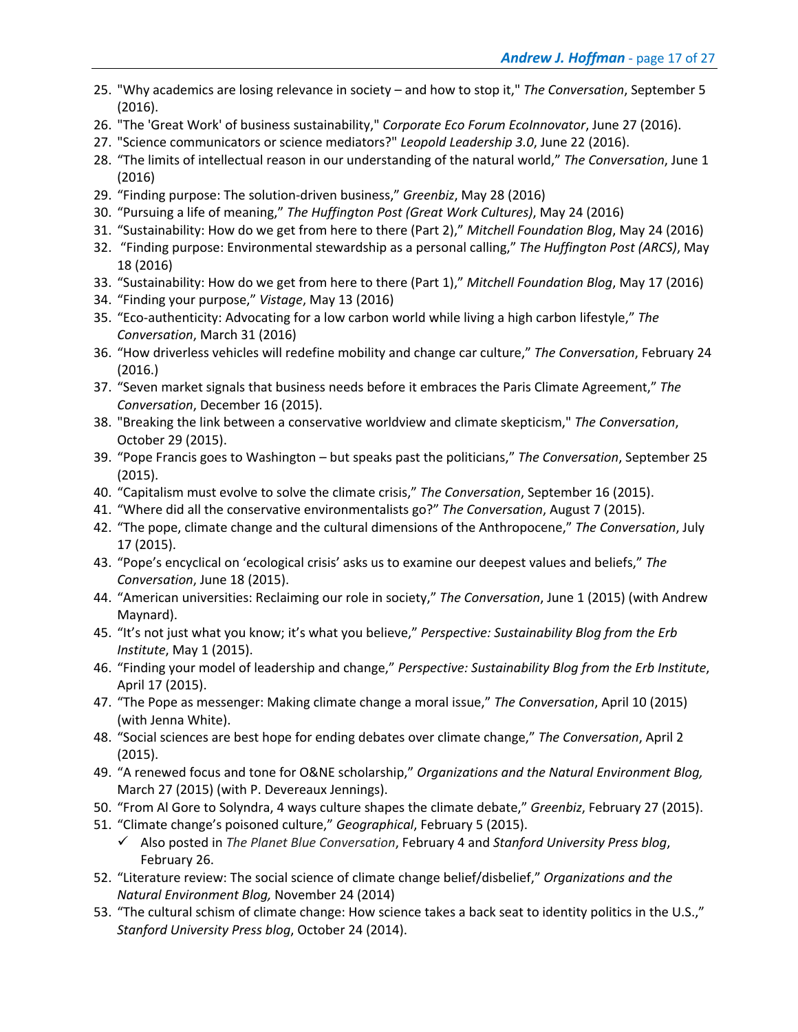25. "Why academics are losing relevance in society – and how to stop it," *The Conversation*, September 5 (2016).
26. "The 'Great Work' of business sustainability," *Corporate Eco Forum EcoInnovator*, June 27 (2016).
27. "Science communicators or science mediators?" *Leopold Leadership 3.0*, June 22 (2016).
28. "The limits of intellectual reason in our understanding of the natural world," *The Conversation*, June 1 (2016)
29. "Finding purpose: The solution-driven business," *Greenbiz*, May 28 (2016)
30. "Pursuing a life of meaning," *The Huffington Post (Great Work Cultures)*, May 24 (2016)
31. "Sustainability: How do we get from here to there (Part 2)," *Mitchell Foundation Blog*, May 24 (2016)
32. "Finding purpose: Environmental stewardship as a personal calling," *The Huffington Post (ARCS)*, May 18 (2016)
33. "Sustainability: How do we get from here to there (Part 1)," *Mitchell Foundation Blog*, May 17 (2016)
34. "Finding your purpose," *Vistage*, May 13 (2016)
35. "Eco-authenticity: Advocating for a low carbon world while living a high carbon lifestyle," *The Conversation*, March 31 (2016)
36. "How driverless vehicles will redefine mobility and change car culture," *The Conversation*, February 24 (2016.)
37. "Seven market signals that business needs before it embraces the Paris Climate Agreement," *The Conversation*, December 16 (2015).
38. "Breaking the link between a conservative worldview and climate skepticism," *The Conversation*, October 29 (2015).
39. "Pope Francis goes to Washington – but speaks past the politicians," *The Conversation*, September 25 (2015).
40. "Capitalism must evolve to solve the climate crisis," *The Conversation*, September 16 (2015).
41. "Where did all the conservative environmentalists go?" *The Conversation*, August 7 (2015).
42. "The pope, climate change and the cultural dimensions of the Anthropocene," *The Conversation*, July 17 (2015).
43. "Pope's encyclical on 'ecological crisis' asks us to examine our deepest values and beliefs," *The Conversation*, June 18 (2015).
44. "American universities: Reclaiming our role in society," *The Conversation*, June 1 (2015) (with Andrew Maynard).
45. "It's not just what you know; it's what you believe," *Perspective: Sustainability Blog from the Erb Institute*, May 1 (2015).
46. "Finding your model of leadership and change," *Perspective: Sustainability Blog from the Erb Institute*, April 17 (2015).
47. "The Pope as messenger: Making climate change a moral issue," *The Conversation*, April 10 (2015) (with Jenna White).
48. "Social sciences are best hope for ending debates over climate change," *The Conversation*, April 2 (2015).
49. "A renewed focus and tone for O&NE scholarship," *Organizations and the Natural Environment Blog,* March 27 (2015) (with P. Devereaux Jennings).
50. "From Al Gore to Solyndra, 4 ways culture shapes the climate debate," *Greenbiz*, February 27 (2015).
51. "Climate change's poisoned culture," *Geographical*, February 5 (2015).
    - ✓ Also posted in *The Planet Blue Conversation*, February 4 and *Stanford University Press blog*, February 26.
52. "Literature review: The social science of climate change belief/disbelief," *Organizations and the Natural Environment Blog,* November 24 (2014)
53. "The cultural schism of climate change: How science takes a back seat to identity politics in the U.S.," *Stanford University Press blog*, October 24 (2014).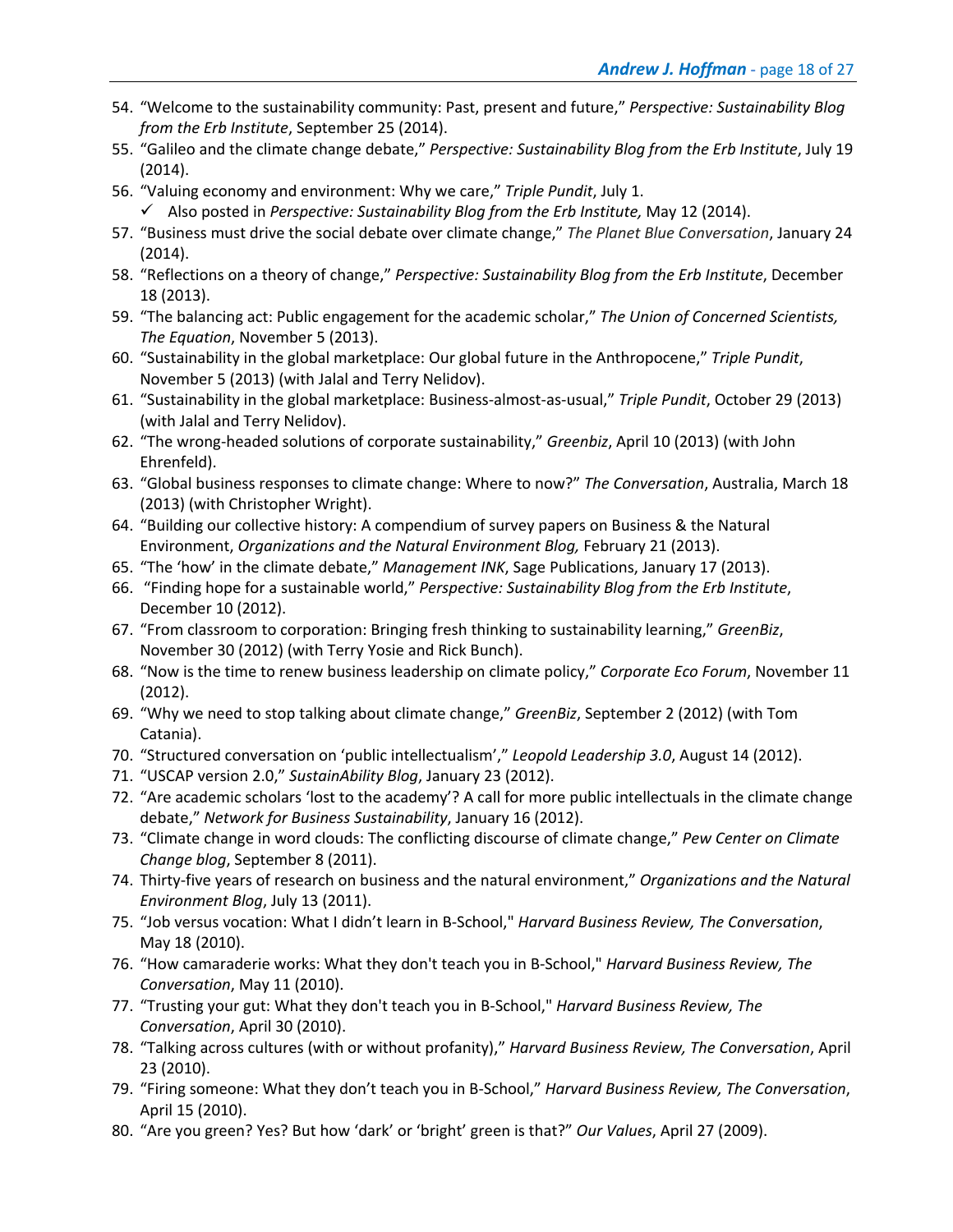54. "Welcome to the sustainability community: Past, present and future," *Perspective: Sustainability Blog from the Erb Institute*, September 25 (2014).
55. "Galileo and the climate change debate," *Perspective: Sustainability Blog from the Erb Institute*, July 19 (2014).
56. "Valuing economy and environment: Why we care," *Triple Pundit*, July 1.
    - ✓ Also posted in *Perspective: Sustainability Blog from the Erb Institute,* May 12 (2014).
57. "Business must drive the social debate over climate change," *The Planet Blue Conversation*, January 24 (2014).
58. "Reflections on a theory of change," *Perspective: Sustainability Blog from the Erb Institute*, December 18 (2013).
59. "The balancing act: Public engagement for the academic scholar," *The Union of Concerned Scientists, The Equation*, November 5 (2013).
60. "Sustainability in the global marketplace: Our global future in the Anthropocene," *Triple Pundit*, November 5 (2013) (with Jalal and Terry Nelidov).
61. "Sustainability in the global marketplace: Business-almost-as-usual," *Triple Pundit*, October 29 (2013) (with Jalal and Terry Nelidov).
62. "The wrong-headed solutions of corporate sustainability," *Greenbiz*, April 10 (2013) (with John Ehrenfeld).
63. "Global business responses to climate change: Where to now?" *The Conversation*, Australia, March 18 (2013) (with Christopher Wright).
64. "Building our collective history: A compendium of survey papers on Business & the Natural Environment, *Organizations and the Natural Environment Blog,* February 21 (2013).
65. "The 'how' in the climate debate," *Management INK*, Sage Publications, January 17 (2013).
66. "Finding hope for a sustainable world," *Perspective: Sustainability Blog from the Erb Institute*, December 10 (2012).
67. "From classroom to corporation: Bringing fresh thinking to sustainability learning," *GreenBiz*, November 30 (2012) (with Terry Yosie and Rick Bunch).
68. "Now is the time to renew business leadership on climate policy," *Corporate Eco Forum*, November 11 (2012).
69. "Why we need to stop talking about climate change," *GreenBiz*, September 2 (2012) (with Tom Catania).
70. "Structured conversation on 'public intellectualism'," *Leopold Leadership 3.0*, August 14 (2012).
71. "USCAP version 2.0," *SustainAbility Blog*, January 23 (2012).
72. "Are academic scholars 'lost to the academy'? A call for more public intellectuals in the climate change debate," *Network for Business Sustainability*, January 16 (2012).
73. "Climate change in word clouds: The conflicting discourse of climate change," *Pew Center on Climate Change blog*, September 8 (2011).
74. Thirty-five years of research on business and the natural environment," *Organizations and the Natural Environment Blog*, July 13 (2011).
75. "Job versus vocation: What I didn't learn in B-School," *Harvard Business Review, The Conversation*, May 18 (2010).
76. "How camaraderie works: What they don't teach you in B-School," *Harvard Business Review, The Conversation*, May 11 (2010).
77. "Trusting your gut: What they don't teach you in B-School," *Harvard Business Review, The Conversation*, April 30 (2010).
78. "Talking across cultures (with or without profanity)," *Harvard Business Review, The Conversation*, April 23 (2010).
79. "Firing someone: What they don't teach you in B-School," *Harvard Business Review, The Conversation*, April 15 (2010).
80. "Are you green? Yes? But how 'dark' or 'bright' green is that?" *Our Values*, April 27 (2009).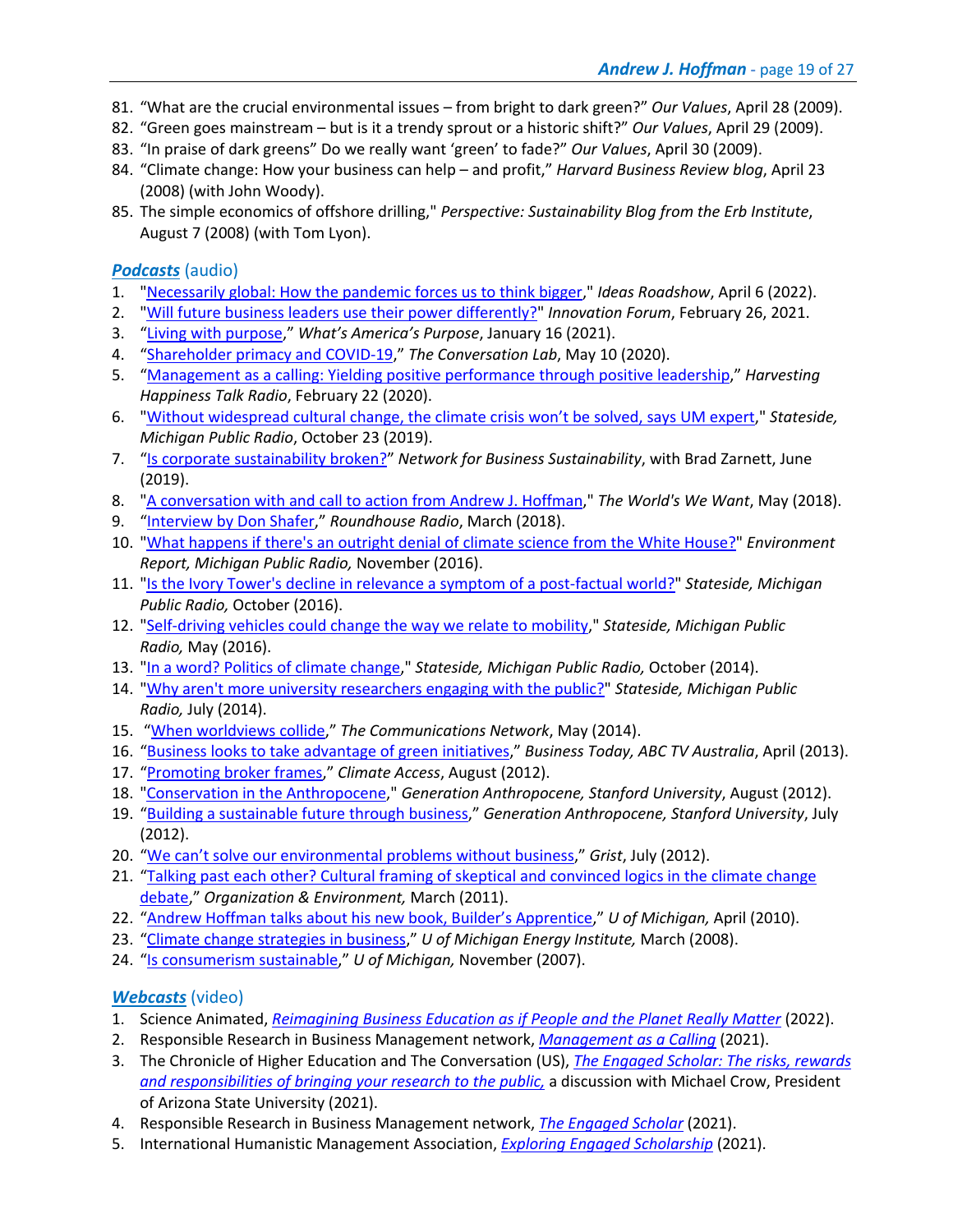81. “What are the crucial environmental issues – from bright to dark green?” *Our Values*, April 28 (2009).
82. “Green goes mainstream – but is it a trendy sprout or a historic shift?” *Our Values*, April 29 (2009).
83. “In praise of dark greens” Do we really want ‘green’ to fade?” *Our Values*, April 30 (2009).
84. “Climate change: How your business can help – and profit,” *Harvard Business Review blog*, April 23 (2008) (with John Woody).
85. The simple economics of offshore drilling," *Perspective: Sustainability Blog from the Erb Institute*, August 7 (2008) (with Tom Lyon).

### ***Podcasts*** (audio)

1. "Necessarily global: How the pandemic forces us to think bigger," *Ideas Roadshow*, April 6 (2022).
2. "Will future business leaders use their power differently?" *Innovation Forum*, February 26, 2021.
3. “Living with purpose,” *What’s America’s Purpose*, January 16 (2021).
4. “Shareholder primacy and COVID-19,” *The Conversation Lab*, May 10 (2020).
5. “Management as a calling: Yielding positive performance through positive leadership,” *Harvesting Happiness Talk Radio*, February 22 (2020).
6. "Without widespread cultural change, the climate crisis won’t be solved, says UM expert," *Stateside, Michigan Public Radio*, October 23 (2019).
7. “Is corporate sustainability broken?” *Network for Business Sustainability*, with Brad Zarnett, June (2019).
8. "A conversation with and call to action from Andrew J. Hoffman," *The World's We Want*, May (2018).
9. “Interview by Don Shafer,” *Roundhouse Radio*, March (2018).
10. "What happens if there's an outright denial of climate science from the White House?" *Environment Report, Michigan Public Radio,* November (2016).
11. "Is the Ivory Tower's decline in relevance a symptom of a post-factual world?" *Stateside, Michigan Public Radio,* October (2016).
12. "Self-driving vehicles could change the way we relate to mobility," *Stateside, Michigan Public Radio,* May (2016).
13. "In a word? Politics of climate change," *Stateside, Michigan Public Radio,* October (2014).
14. "Why aren't more university researchers engaging with the public?" *Stateside, Michigan Public Radio,* July (2014).
15. “When worldviews collide,” *The Communications Network*, May (2014).
16. “Business looks to take advantage of green initiatives,” *Business Today, ABC TV Australia*, April (2013).
17. “Promoting broker frames,” *Climate Access*, August (2012).
18. "Conservation in the Anthropocene," *Generation Anthropocene, Stanford University*, August (2012).
19. “Building a sustainable future through business,” *Generation Anthropocene, Stanford University*, July (2012).
20. “We can’t solve our environmental problems without business,” *Grist*, July (2012).
21. “Talking past each other? Cultural framing of skeptical and convinced logics in the climate change debate,” *Organization & Environment,* March (2011).
22. “Andrew Hoffman talks about his new book, Builder’s Apprentice,” *U of Michigan,* April (2010).
23. “Climate change strategies in business,” *U of Michigan Energy Institute,* March (2008).
24. “Is consumerism sustainable,” *U of Michigan,* November (2007).

### ***Webcasts*** (video)

1. Science Animated, *Reimagining Business Education as if People and the Planet Really Matter* (2022).
2. Responsible Research in Business Management network, *Management as a Calling* (2021).
3. The Chronicle of Higher Education and The Conversation (US), *The Engaged Scholar: The risks, rewards and responsibilities of bringing your research to the public,* a discussion with Michael Crow, President of Arizona State University (2021).
4. Responsible Research in Business Management network, *The Engaged Scholar* (2021).
5. International Humanistic Management Association, *Exploring Engaged Scholarship* (2021).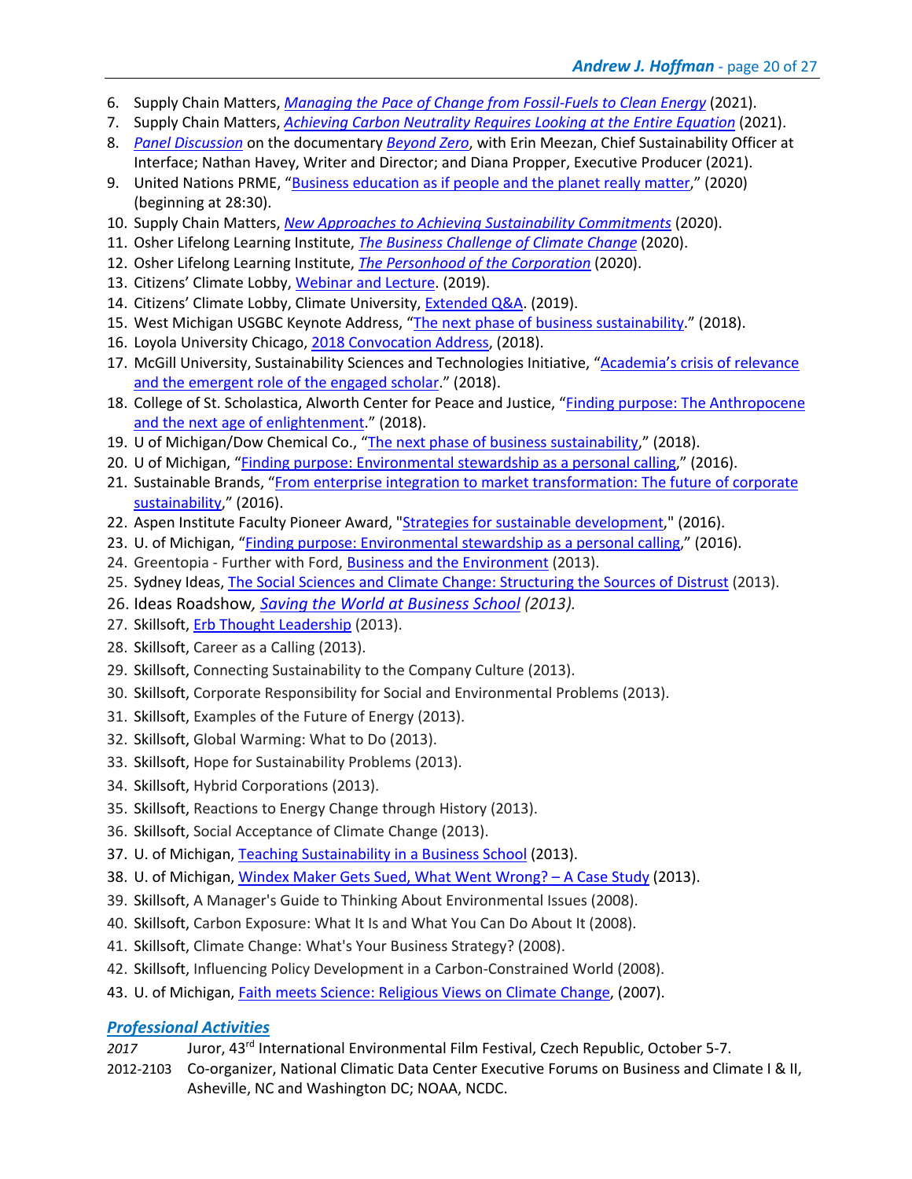6. Supply Chain Matters, *Managing the Pace of Change from Fossil-Fuels to Clean Energy* (2021).
7. Supply Chain Matters, *Achieving Carbon Neutrality Requires Looking at the Entire Equation* (2021).
8. *Panel Discussion* on the documentary *Beyond Zero*, with Erin Meezan, Chief Sustainability Officer at Interface; Nathan Havey, Writer and Director; and Diana Propper, Executive Producer (2021).
9. United Nations PRME, "Business education as if people and the planet really matter," (2020) (beginning at 28:30).
10. Supply Chain Matters, *New Approaches to Achieving Sustainability Commitments* (2020).
11. Osher Lifelong Learning Institute, *The Business Challenge of Climate Change* (2020).
12. Osher Lifelong Learning Institute, *The Personhood of the Corporation* (2020).
13. Citizens' Climate Lobby, Webinar and Lecture. (2019).
14. Citizens' Climate Lobby, Climate University, Extended Q&A. (2019).
15. West Michigan USGBC Keynote Address, "The next phase of business sustainability." (2018).
16. Loyola University Chicago, 2018 Convocation Address, (2018).
17. McGill University, Sustainability Sciences and Technologies Initiative, "Academia's crisis of relevance and the emergent role of the engaged scholar." (2018).
18. College of St. Scholastica, Alworth Center for Peace and Justice, "Finding purpose: The Anthropocene and the next age of enlightenment." (2018).
19. U of Michigan/Dow Chemical Co., "The next phase of business sustainability," (2018).
20. U of Michigan, "Finding purpose: Environmental stewardship as a personal calling," (2016).
21. Sustainable Brands, "From enterprise integration to market transformation: The future of corporate sustainability," (2016).
22. Aspen Institute Faculty Pioneer Award, "Strategies for sustainable development," (2016).
23. U. of Michigan, "Finding purpose: Environmental stewardship as a personal calling," (2016).
24. Greentopia - Further with Ford, Business and the Environment (2013).
25. Sydney Ideas, The Social Sciences and Climate Change: Structuring the Sources of Distrust (2013).
26. Ideas Roadshow, *Saving the World at Business School (2013).*
27. Skillsoft, Erb Thought Leadership (2013).
28. Skillsoft, Career as a Calling (2013).
29. Skillsoft, Connecting Sustainability to the Company Culture (2013).
30. Skillsoft, Corporate Responsibility for Social and Environmental Problems (2013).
31. Skillsoft, Examples of the Future of Energy (2013).
32. Skillsoft, Global Warming: What to Do (2013).
33. Skillsoft, Hope for Sustainability Problems (2013).
34. Skillsoft, Hybrid Corporations (2013).
35. Skillsoft, Reactions to Energy Change through History (2013).
36. Skillsoft, Social Acceptance of Climate Change (2013).
37. U. of Michigan, Teaching Sustainability in a Business School (2013).
38. U. of Michigan, Windex Maker Gets Sued, What Went Wrong? – A Case Study (2013).
39. Skillsoft, A Manager's Guide to Thinking About Environmental Issues (2008).
40. Skillsoft, Carbon Exposure: What It Is and What You Can Do About It (2008).
41. Skillsoft, Climate Change: What's Your Business Strategy? (2008).
42. Skillsoft, Influencing Policy Development in a Carbon-Constrained World (2008).
43. U. of Michigan, Faith meets Science: Religious Views on Climate Change, (2007).

## *Professional Activities*

*2017* Juror, 43rd International Environmental Film Festival, Czech Republic, October 5-7.

2012-2103 Co-organizer, National Climatic Data Center Executive Forums on Business and Climate I & II, Asheville, NC and Washington DC; NOAA, NCDC.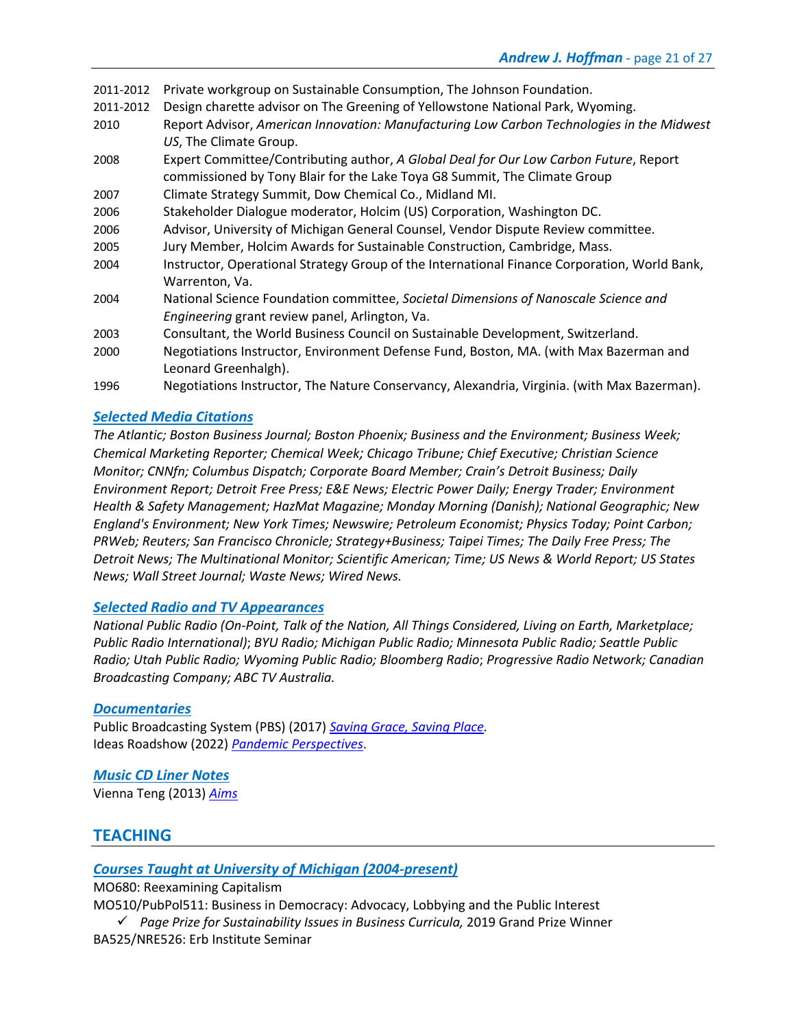| | |
|---|---|
| 2011-2012 | Private workgroup on Sustainable Consumption, The Johnson Foundation. |
| 2011-2012 | Design charette advisor on The Greening of Yellowstone National Park, Wyoming. |
| 2010 | Report Advisor, *American Innovation: Manufacturing Low Carbon Technologies in the Midwest US*, The Climate Group. |
| 2008 | Expert Committee/Contributing author, *A Global Deal for Our Low Carbon Future*, Report commissioned by Tony Blair for the Lake Toya G8 Summit, The Climate Group |
| 2007 | Climate Strategy Summit, Dow Chemical Co., Midland MI. |
| 2006 | Stakeholder Dialogue moderator, Holcim (US) Corporation, Washington DC. |
| 2006 | Advisor, University of Michigan General Counsel, Vendor Dispute Review committee. |
| 2005 | Jury Member, Holcim Awards for Sustainable Construction, Cambridge, Mass. |
| 2004 | Instructor, Operational Strategy Group of the International Finance Corporation, World Bank, Warrenton, Va. |
| 2004 | National Science Foundation committee, *Societal Dimensions of Nanoscale Science and Engineering* grant review panel, Arlington, Va. |
| 2003 | Consultant, the World Business Council on Sustainable Development, Switzerland. |
| 2000 | Negotiations Instructor, Environment Defense Fund, Boston, MA. (with Max Bazerman and Leonard Greenhalgh). |
| 1996 | Negotiations Instructor, The Nature Conservancy, Alexandria, Virginia. (with Max Bazerman). |

### *Selected Media Citations*

*The Atlantic; Boston Business Journal; Boston Phoenix; Business and the Environment; Business Week; Chemical Marketing Reporter; Chemical Week; Chicago Tribune; Chief Executive; Christian Science Monitor; CNNfn; Columbus Dispatch; Corporate Board Member; Crain's Detroit Business; Daily Environment Report; Detroit Free Press; E&E News; Electric Power Daily; Energy Trader; Environment Health & Safety Management; HazMat Magazine; Monday Morning (Danish); National Geographic; New England's Environment; New York Times; Newswire; Petroleum Economist; Physics Today; Point Carbon; PRWeb; Reuters; San Francisco Chronicle; Strategy+Business; Taipei Times; The Daily Free Press; The Detroit News; The Multinational Monitor; Scientific American; Time; US News & World Report; US States News; Wall Street Journal; Waste News; Wired News.*

### *Selected Radio and TV Appearances*

*National Public Radio (On-Point, Talk of the Nation, All Things Considered, Living on Earth, Marketplace; Public Radio International); BYU Radio; Michigan Public Radio; Minnesota Public Radio; Seattle Public Radio; Utah Public Radio; Wyoming Public Radio; Bloomberg Radio; Progressive Radio Network; Canadian Broadcasting Company; ABC TV Australia.*

### *Documentaries*

Public Broadcasting System (PBS) (2017) *Saving Grace, Saving Place.*
Ideas Roadshow (2022) *Pandemic Perspectives*.

### *Music CD Liner Notes*

Vienna Teng (2013) *Aims*

## TEACHING

### *Courses Taught at University of Michigan (2004-present)*

MO680: Reexamining Capitalism
MO510/PubPol511: Business in Democracy: Advocacy, Lobbying and the Public Interest

- ✓ *Page Prize for Sustainability Issues in Business Curricula,* 2019 Grand Prize Winner

BA525/NRE526: Erb Institute Seminar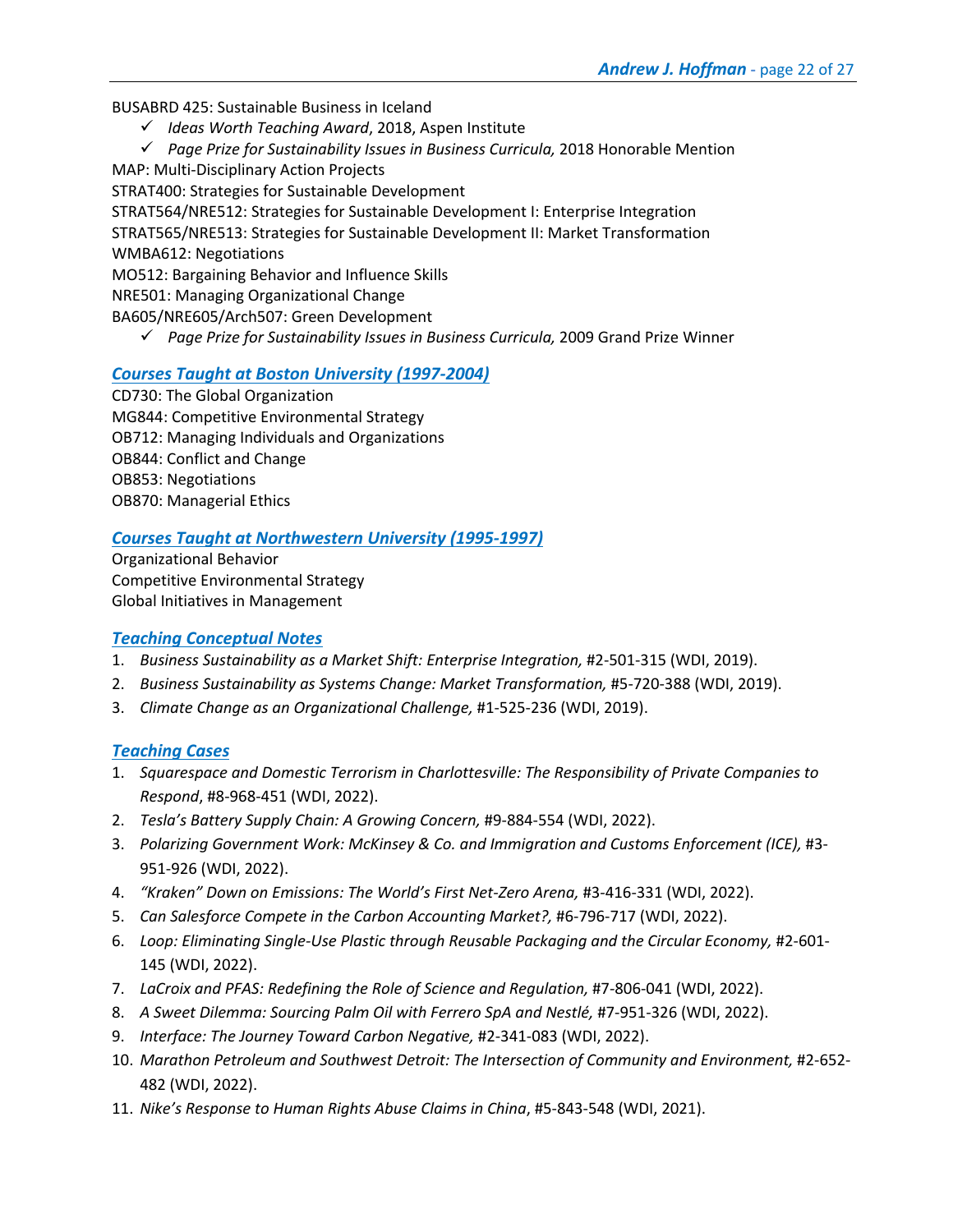BUSABRD 425: Sustainable Business in Iceland

- ✓ *Ideas Worth Teaching Award*, 2018, Aspen Institute
- ✓ *Page Prize for Sustainability Issues in Business Curricula,* 2018 Honorable Mention

MAP: Multi-Disciplinary Action Projects
STRAT400: Strategies for Sustainable Development
STRAT564/NRE512: Strategies for Sustainable Development I: Enterprise Integration
STRAT565/NRE513: Strategies for Sustainable Development II: Market Transformation
WMBA612: Negotiations
MO512: Bargaining Behavior and Influence Skills
NRE501: Managing Organizational Change
BA605/NRE605/Arch507: Green Development

- ✓ *Page Prize for Sustainability Issues in Business Curricula,* 2009 Grand Prize Winner

### ***Courses Taught at Boston University (1997-2004)***

CD730: The Global Organization
MG844: Competitive Environmental Strategy
OB712: Managing Individuals and Organizations
OB844: Conflict and Change
OB853: Negotiations
OB870: Managerial Ethics

### ***Courses Taught at Northwestern University (1995-1997)***

Organizational Behavior
Competitive Environmental Strategy
Global Initiatives in Management

### ***Teaching Conceptual Notes***

1. *Business Sustainability as a Market Shift: Enterprise Integration,* #2-501-315 (WDI, 2019).
2. *Business Sustainability as Systems Change: Market Transformation,* #5-720-388 (WDI, 2019).
3. *Climate Change as an Organizational Challenge,* #1-525-236 (WDI, 2019).

### ***Teaching Cases***

1. *Squarespace and Domestic Terrorism in Charlottesville: The Responsibility of Private Companies to Respond*, #8-968-451 (WDI, 2022).
2. *Tesla's Battery Supply Chain: A Growing Concern,* #9-884-554 (WDI, 2022).
3. *Polarizing Government Work: McKinsey & Co. and Immigration and Customs Enforcement (ICE),* #3-951-926 (WDI, 2022).
4. *"Kraken" Down on Emissions: The World's First Net-Zero Arena,* #3-416-331 (WDI, 2022).
5. *Can Salesforce Compete in the Carbon Accounting Market?,* #6-796-717 (WDI, 2022).
6. *Loop: Eliminating Single-Use Plastic through Reusable Packaging and the Circular Economy,* #2-601-145 (WDI, 2022).
7. *LaCroix and PFAS: Redefining the Role of Science and Regulation,* #7-806-041 (WDI, 2022).
8. *A Sweet Dilemma: Sourcing Palm Oil with Ferrero SpA and Nestlé,* #7-951-326 (WDI, 2022).
9. *Interface: The Journey Toward Carbon Negative,* #2-341-083 (WDI, 2022).
10. *Marathon Petroleum and Southwest Detroit: The Intersection of Community and Environment,* #2-652-482 (WDI, 2022).
11. *Nike's Response to Human Rights Abuse Claims in China*, #5-843-548 (WDI, 2021).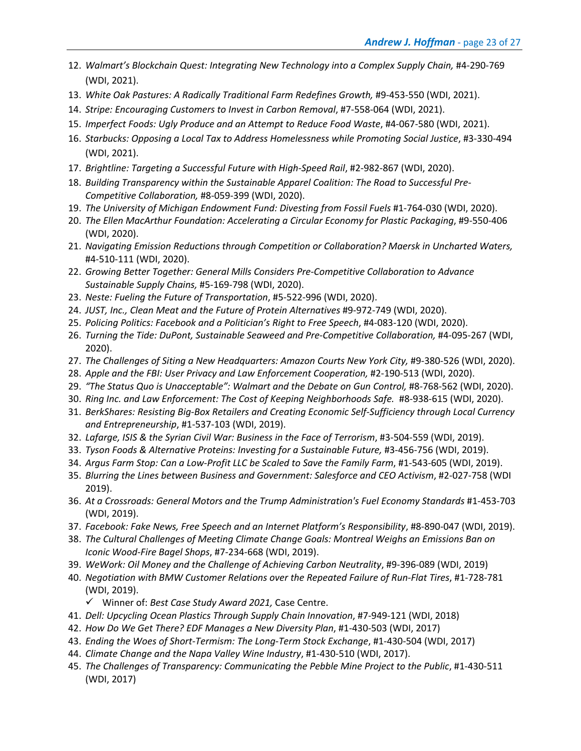12. *Walmart's Blockchain Quest: Integrating New Technology into a Complex Supply Chain,* #4-290-769 (WDI, 2021).
13. *White Oak Pastures: A Radically Traditional Farm Redefines Growth,* #9-453-550 (WDI, 2021).
14. *Stripe: Encouraging Customers to Invest in Carbon Removal*, #7-558-064 (WDI, 2021).
15. *Imperfect Foods: Ugly Produce and an Attempt to Reduce Food Waste*, #4-067-580 (WDI, 2021).
16. *Starbucks: Opposing a Local Tax to Address Homelessness while Promoting Social Justice*, #3-330-494 (WDI, 2021).
17. *Brightline: Targeting a Successful Future with High-Speed Rail*, #2-982-867 (WDI, 2020).
18. *Building Transparency within the Sustainable Apparel Coalition: The Road to Successful Pre-Competitive Collaboration,* #8-059-399 (WDI, 2020).
19. *The University of Michigan Endowment Fund: Divesting from Fossil Fuels* #1-764-030 (WDI, 2020).
20. *The Ellen MacArthur Foundation: Accelerating a Circular Economy for Plastic Packaging*, #9-550-406 (WDI, 2020).
21. *Navigating Emission Reductions through Competition or Collaboration? Maersk in Uncharted Waters,* #4-510-111 (WDI, 2020).
22. *Growing Better Together: General Mills Considers Pre-Competitive Collaboration to Advance Sustainable Supply Chains,* #5-169-798 (WDI, 2020).
23. *Neste: Fueling the Future of Transportation*, #5-522-996 (WDI, 2020).
24. *JUST, Inc., Clean Meat and the Future of Protein Alternatives* #9-972-749 (WDI, 2020).
25. *Policing Politics: Facebook and a Politician's Right to Free Speech*, #4-083-120 (WDI, 2020).
26. *Turning the Tide: DuPont, Sustainable Seaweed and Pre-Competitive Collaboration,* #4-095-267 (WDI, 2020).
27. *The Challenges of Siting a New Headquarters: Amazon Courts New York City,* #9-380-526 (WDI, 2020).
28. *Apple and the FBI: User Privacy and Law Enforcement Cooperation,* #2-190-513 (WDI, 2020).
29. *"The Status Quo is Unacceptable": Walmart and the Debate on Gun Control,* #8-768-562 (WDI, 2020).
30. *Ring Inc. and Law Enforcement: The Cost of Keeping Neighborhoods Safe.* #8-938-615 (WDI, 2020).
31. *BerkShares: Resisting Big-Box Retailers and Creating Economic Self-Sufficiency through Local Currency and Entrepreneurship*, #1-537-103 (WDI, 2019).
32. *Lafarge, ISIS & the Syrian Civil War: Business in the Face of Terrorism*, #3-504-559 (WDI, 2019).
33. *Tyson Foods & Alternative Proteins: Investing for a Sustainable Future,* #3-456-756 (WDI, 2019).
34. *Argus Farm Stop: Can a Low-Profit LLC be Scaled to Save the Family Farm*, #1-543-605 (WDI, 2019).
35. *Blurring the Lines between Business and Government: Salesforce and CEO Activism*, #2-027-758 (WDI 2019).
36. *At a Crossroads: General Motors and the Trump Administration's Fuel Economy Standards* #1-453-703 (WDI, 2019).
37. *Facebook: Fake News, Free Speech and an Internet Platform's Responsibility*, #8-890-047 (WDI, 2019).
38. *The Cultural Challenges of Meeting Climate Change Goals: Montreal Weighs an Emissions Ban on Iconic Wood-Fire Bagel Shops*, #7-234-668 (WDI, 2019).
39. *WeWork: Oil Money and the Challenge of Achieving Carbon Neutrality*, #9-396-089 (WDI, 2019)
40. *Negotiation with BMW Customer Relations over the Repeated Failure of Run-Flat Tires*, #1-728-781 (WDI, 2019).
    - ✓ Winner of: *Best Case Study Award 2021,* Case Centre.
41. *Dell: Upcycling Ocean Plastics Through Supply Chain Innovation*, #7-949-121 (WDI, 2018)
42. *How Do We Get There? EDF Manages a New Diversity Plan*, #1-430-503 (WDI, 2017)
43. *Ending the Woes of Short-Termism: The Long-Term Stock Exchange*, #1-430-504 (WDI, 2017)
44. *Climate Change and the Napa Valley Wine Industry*, #1-430-510 (WDI, 2017).
45. *The Challenges of Transparency: Communicating the Pebble Mine Project to the Public*, #1-430-511 (WDI, 2017)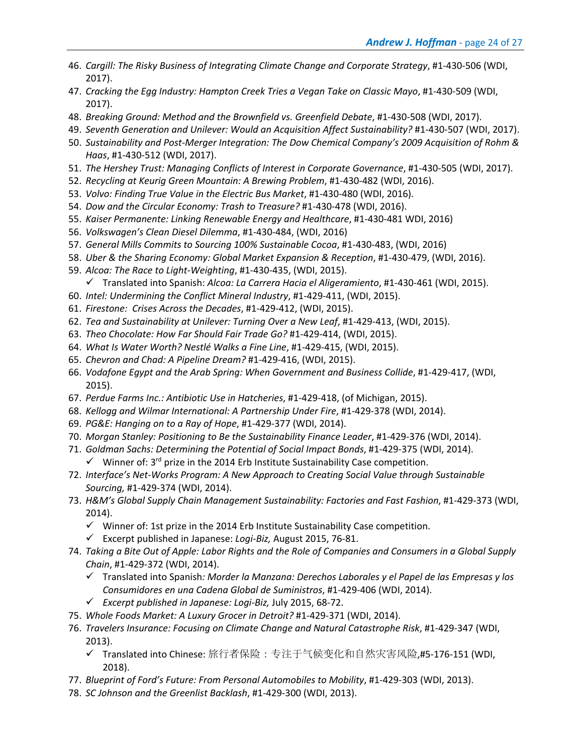46. *Cargill: The Risky Business of Integrating Climate Change and Corporate Strategy*, #1-430-506 (WDI, 2017).
47. *Cracking the Egg Industry: Hampton Creek Tries a Vegan Take on Classic Mayo*, #1-430-509 (WDI, 2017).
48. *Breaking Ground: Method and the Brownfield vs. Greenfield Debate*, #1-430-508 (WDI, 2017).
49. *Seventh Generation and Unilever: Would an Acquisition Affect Sustainability?* #1-430-507 (WDI, 2017).
50. *Sustainability and Post-Merger Integration: The Dow Chemical Company's 2009 Acquisition of Rohm & Haas*, #1-430-512 (WDI, 2017).
51. *The Hershey Trust: Managing Conflicts of Interest in Corporate Governance*, #1-430-505 (WDI, 2017).
52. *Recycling at Keurig Green Mountain: A Brewing Problem*, #1-430-482 (WDI, 2016).
53. *Volvo: Finding True Value in the Electric Bus Market*, #1-430-480 (WDI, 2016).
54. *Dow and the Circular Economy: Trash to Treasure?* #1-430-478 (WDI, 2016).
55. *Kaiser Permanente: Linking Renewable Energy and Healthcare*, #1-430-481 WDI, 2016)
56. *Volkswagen's Clean Diesel Dilemma*, #1-430-484, (WDI, 2016)
57. *General Mills Commits to Sourcing 100% Sustainable Cocoa*, #1-430-483, (WDI, 2016)
58. *Uber & the Sharing Economy: Global Market Expansion & Reception*, #1-430-479, (WDI, 2016).
59. *Alcoa: The Race to Light-Weighting*, #1-430-435, (WDI, 2015).
    - ✓ Translated into Spanish: *Alcoa: La Carrera Hacia el Aligeramiento*, #1-430-461 (WDI, 2015).
60. *Intel: Undermining the Conflict Mineral Industry*, #1-429-411, (WDI, 2015).
61. *Firestone:  Crises Across the Decades*, #1-429-412, (WDI, 2015).
62. *Tea and Sustainability at Unilever: Turning Over a New Leaf*, #1-429-413, (WDI, 2015).
63. *Theo Chocolate: How Far Should Fair Trade Go?* #1-429-414, (WDI, 2015).
64. *What Is Water Worth? Nestlé Walks a Fine Line*, #1-429-415, (WDI, 2015).
65. *Chevron and Chad: A Pipeline Dream?* #1-429-416, (WDI, 2015).
66. *Vodafone Egypt and the Arab Spring: When Government and Business Collide*, #1-429-417, (WDI, 2015).
67. *Perdue Farms Inc.: Antibiotic Use in Hatcheries*, #1-429-418, (of Michigan, 2015).
68. *Kellogg and Wilmar International: A Partnership Under Fire*, #1-429-378 (WDI, 2014).
69. *PG&E: Hanging on to a Ray of Hope*, #1-429-377 (WDI, 2014).
70. *Morgan Stanley: Positioning to Be the Sustainability Finance Leader*, #1-429-376 (WDI, 2014).
71. *Goldman Sachs: Determining the Potential of Social Impact Bonds*, #1-429-375 (WDI, 2014).
    - ✓ Winner of: 3rd prize in the 2014 Erb Institute Sustainability Case competition.
72. *Interface's Net-Works Program: A New Approach to Creating Social Value through Sustainable Sourcing,* #1-429-374 (WDI, 2014).
73. *H&M's Global Supply Chain Management Sustainability: Factories and Fast Fashion*, #1-429-373 (WDI, 2014).
    - ✓ Winner of: 1st prize in the 2014 Erb Institute Sustainability Case competition.
    - ✓ Excerpt published in Japanese: *Logi-Biz,* August 2015, 76-81.
74. *Taking a Bite Out of Apple: Labor Rights and the Role of Companies and Consumers in a Global Supply Chain*, #1-429-372 (WDI, 2014).
    - ✓ Translated into Spanish*: Morder la Manzana: Derechos Laborales y el Papel de las Empresas y los Consumidores en una Cadena Global de Suministros*, #1-429-406 (WDI, 2014).
    - ✓ *Excerpt published in Japanese: Logi-Biz,* July 2015, 68-72.
75. *Whole Foods Market: A Luxury Grocer in Detroit?* #1-429-371 (WDI, 2014).
76. *Travelers Insurance: Focusing on Climate Change and Natural Catastrophe Risk*, #1-429-347 (WDI, 2013).
    - ✓ Translated into Chinese: 旅行者保险：专注于气候变化和自然灾害风险,#5-176-151 (WDI, 2018).
77. *Blueprint of Ford's Future: From Personal Automobiles to Mobility*, #1-429-303 (WDI, 2013).
78. *SC Johnson and the Greenlist Backlash*, #1-429-300 (WDI, 2013).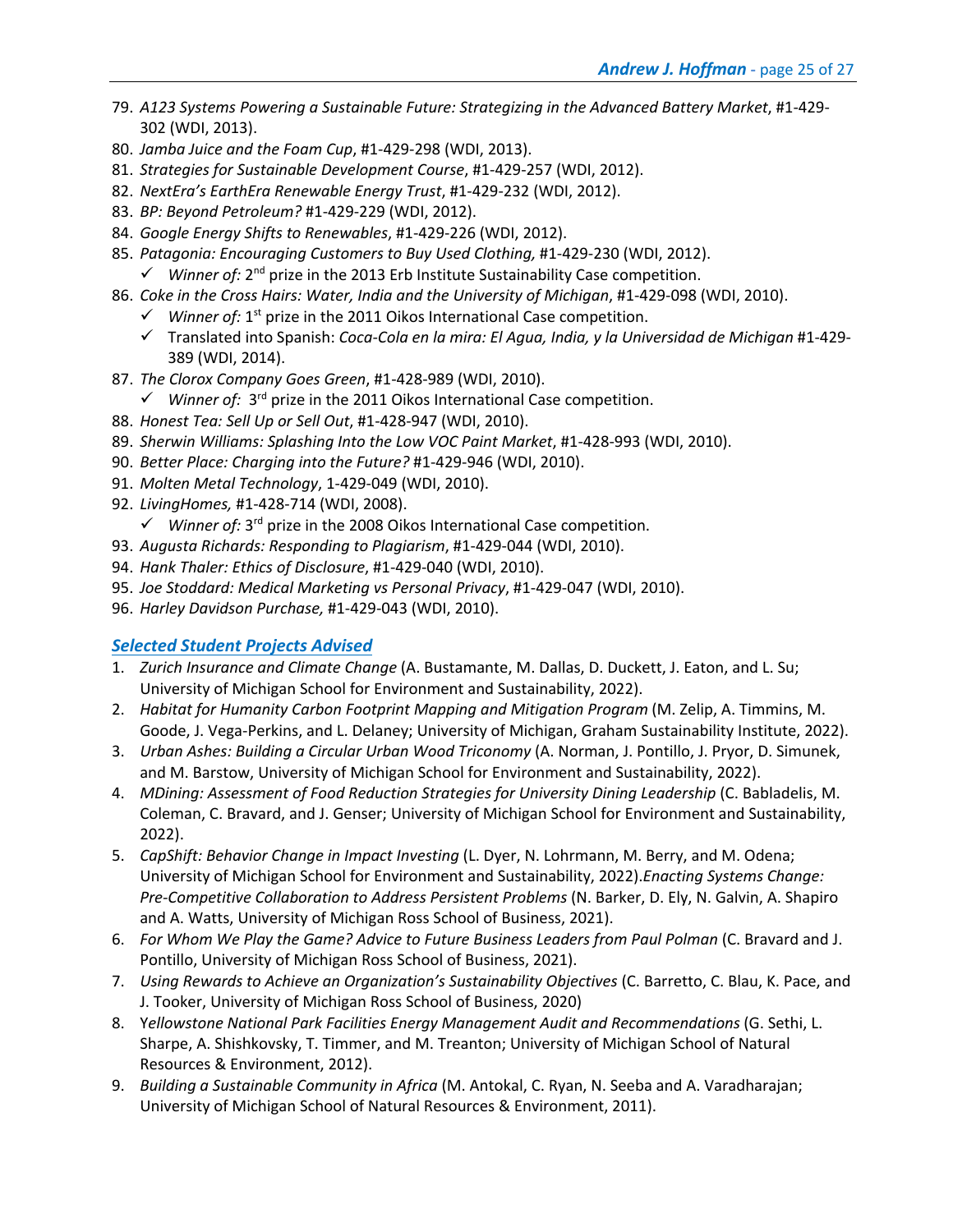79. *A123 Systems Powering a Sustainable Future: Strategizing in the Advanced Battery Market*, #1-429-302 (WDI, 2013).
80. *Jamba Juice and the Foam Cup*, #1-429-298 (WDI, 2013).
81. *Strategies for Sustainable Development Course*, #1-429-257 (WDI, 2012).
82. *NextEra's EarthEra Renewable Energy Trust*, #1-429-232 (WDI, 2012).
83. *BP: Beyond Petroleum?* #1-429-229 (WDI, 2012).
84. *Google Energy Shifts to Renewables*, #1-429-226 (WDI, 2012).
85. *Patagonia: Encouraging Customers to Buy Used Clothing,* #1-429-230 (WDI, 2012).
    - ✓ *Winner of:* 2nd prize in the 2013 Erb Institute Sustainability Case competition.
86. *Coke in the Cross Hairs: Water, India and the University of Michigan*, #1-429-098 (WDI, 2010).
    - ✓ *Winner of:* 1st prize in the 2011 Oikos International Case competition.
    - ✓ Translated into Spanish: *Coca-Cola en la mira: El Agua, India, y la Universidad de Michigan* #1-429-389 (WDI, 2014).
87. *The Clorox Company Goes Green*, #1-428-989 (WDI, 2010).
    - ✓ *Winner of:* 3rd prize in the 2011 Oikos International Case competition.
88. *Honest Tea: Sell Up or Sell Out*, #1-428-947 (WDI, 2010).
89. *Sherwin Williams: Splashing Into the Low VOC Paint Market*, #1-428-993 (WDI, 2010).
90. *Better Place: Charging into the Future?* #1-429-946 (WDI, 2010).
91. *Molten Metal Technology*, 1-429-049 (WDI, 2010).
92. *LivingHomes,* #1-428-714 (WDI, 2008).
    - ✓ *Winner of:* 3rd prize in the 2008 Oikos International Case competition.
93. *Augusta Richards: Responding to Plagiarism*, #1-429-044 (WDI, 2010).
94. *Hank Thaler: Ethics of Disclosure*, #1-429-040 (WDI, 2010).
95. *Joe Stoddard: Medical Marketing vs Personal Privacy*, #1-429-047 (WDI, 2010).
96. *Harley Davidson Purchase,* #1-429-043 (WDI, 2010).

## *Selected Student Projects Advised*

1. *Zurich Insurance and Climate Change* (A. Bustamante, M. Dallas, D. Duckett, J. Eaton, and L. Su; University of Michigan School for Environment and Sustainability, 2022).
2. *Habitat for Humanity Carbon Footprint Mapping and Mitigation Program* (M. Zelip, A. Timmins, M. Goode, J. Vega-Perkins, and L. Delaney; University of Michigan, Graham Sustainability Institute, 2022).
3. *Urban Ashes: Building a Circular Urban Wood Triconomy* (A. Norman, J. Pontillo, J. Pryor, D. Simunek, and M. Barstow, University of Michigan School for Environment and Sustainability, 2022).
4. *MDining: Assessment of Food Reduction Strategies for University Dining Leadership* (C. Babladelis, M. Coleman, C. Bravard, and J. Genser; University of Michigan School for Environment and Sustainability, 2022).
5. *CapShift: Behavior Change in Impact Investing* (L. Dyer, N. Lohrmann, M. Berry, and M. Odena; University of Michigan School for Environment and Sustainability, 2022).*Enacting Systems Change: Pre-Competitive Collaboration to Address Persistent Problems* (N. Barker, D. Ely, N. Galvin, A. Shapiro and A. Watts, University of Michigan Ross School of Business, 2021).
6. *For Whom We Play the Game? Advice to Future Business Leaders from Paul Polman* (C. Bravard and J. Pontillo, University of Michigan Ross School of Business, 2021).
7. *Using Rewards to Achieve an Organization's Sustainability Objectives* (C. Barretto, C. Blau, K. Pace, and J. Tooker, University of Michigan Ross School of Business, 2020)
8. *Yellowstone National Park Facilities Energy Management Audit and Recommendations* (G. Sethi, L. Sharpe, A. Shishkovsky, T. Timmer, and M. Treanton; University of Michigan School of Natural Resources & Environment, 2012).
9. *Building a Sustainable Community in Africa* (M. Antokal, C. Ryan, N. Seeba and A. Varadharajan; University of Michigan School of Natural Resources & Environment, 2011).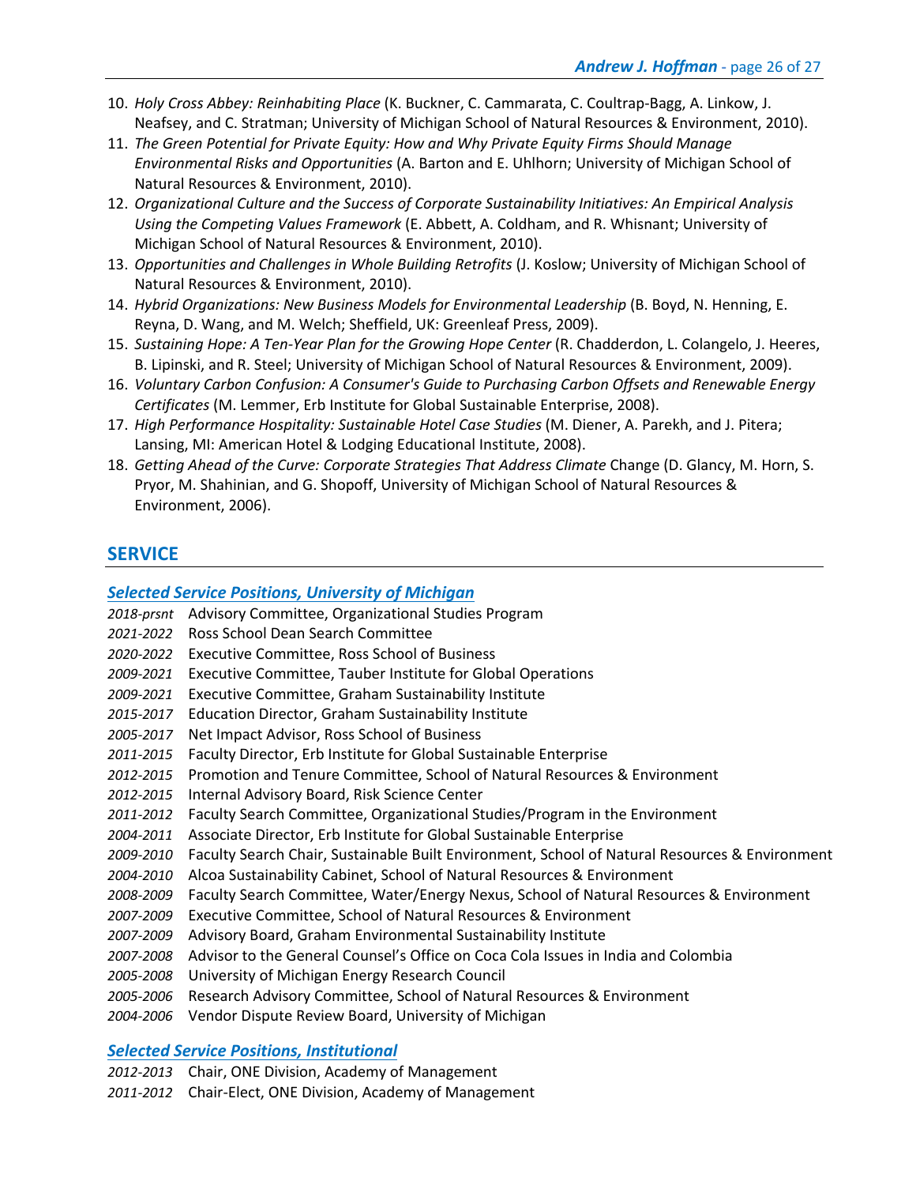10. *Holy Cross Abbey: Reinhabiting Place* (K. Buckner, C. Cammarata, C. Coultrap-Bagg, A. Linkow, J. Neafsey, and C. Stratman; University of Michigan School of Natural Resources & Environment, 2010).
11. *The Green Potential for Private Equity: How and Why Private Equity Firms Should Manage Environmental Risks and Opportunities* (A. Barton and E. Uhlhorn; University of Michigan School of Natural Resources & Environment, 2010).
12. *Organizational Culture and the Success of Corporate Sustainability Initiatives: An Empirical Analysis Using the Competing Values Framework* (E. Abbett, A. Coldham, and R. Whisnant; University of Michigan School of Natural Resources & Environment, 2010).
13. *Opportunities and Challenges in Whole Building Retrofits* (J. Koslow; University of Michigan School of Natural Resources & Environment, 2010).
14. *Hybrid Organizations: New Business Models for Environmental Leadership* (B. Boyd, N. Henning, E. Reyna, D. Wang, and M. Welch; Sheffield, UK: Greenleaf Press, 2009).
15. *Sustaining Hope: A Ten-Year Plan for the Growing Hope Center* (R. Chadderdon, L. Colangelo, J. Heeres, B. Lipinski, and R. Steel; University of Michigan School of Natural Resources & Environment, 2009).
16. *Voluntary Carbon Confusion: A Consumer's Guide to Purchasing Carbon Offsets and Renewable Energy Certificates* (M. Lemmer, Erb Institute for Global Sustainable Enterprise, 2008).
17. *High Performance Hospitality: Sustainable Hotel Case Studies* (M. Diener, A. Parekh, and J. Pitera; Lansing, MI: American Hotel & Lodging Educational Institute, 2008).
18. *Getting Ahead of the Curve: Corporate Strategies That Address Climate* Change (D. Glancy, M. Horn, S. Pryor, M. Shahinian, and G. Shopoff, University of Michigan School of Natural Resources & Environment, 2006).

## SERVICE

### *Selected Service Positions, University of Michigan*

*2018-prsnt* Advisory Committee, Organizational Studies Program
*2021-2022* Ross School Dean Search Committee
*2020-2022* Executive Committee, Ross School of Business
*2009-2021* Executive Committee, Tauber Institute for Global Operations
*2009-2021* Executive Committee, Graham Sustainability Institute
*2015-2017* Education Director, Graham Sustainability Institute
*2005-2017* Net Impact Advisor, Ross School of Business
*2011-2015* Faculty Director, Erb Institute for Global Sustainable Enterprise
*2012-2015* Promotion and Tenure Committee, School of Natural Resources & Environment
*2012-2015* Internal Advisory Board, Risk Science Center
*2011-2012* Faculty Search Committee, Organizational Studies/Program in the Environment
*2004-2011* Associate Director, Erb Institute for Global Sustainable Enterprise
*2009-2010* Faculty Search Chair, Sustainable Built Environment, School of Natural Resources & Environment
*2004-2010* Alcoa Sustainability Cabinet, School of Natural Resources & Environment
*2008-2009* Faculty Search Committee, Water/Energy Nexus, School of Natural Resources & Environment
*2007-2009* Executive Committee, School of Natural Resources & Environment
*2007-2009* Advisory Board, Graham Environmental Sustainability Institute
*2007-2008* Advisor to the General Counsel's Office on Coca Cola Issues in India and Colombia
*2005-2008* University of Michigan Energy Research Council
*2005-2006* Research Advisory Committee, School of Natural Resources & Environment
*2004-2006* Vendor Dispute Review Board, University of Michigan

### *Selected Service Positions, Institutional*

*2012-2013* Chair, ONE Division, Academy of Management
*2011-2012* Chair-Elect, ONE Division, Academy of Management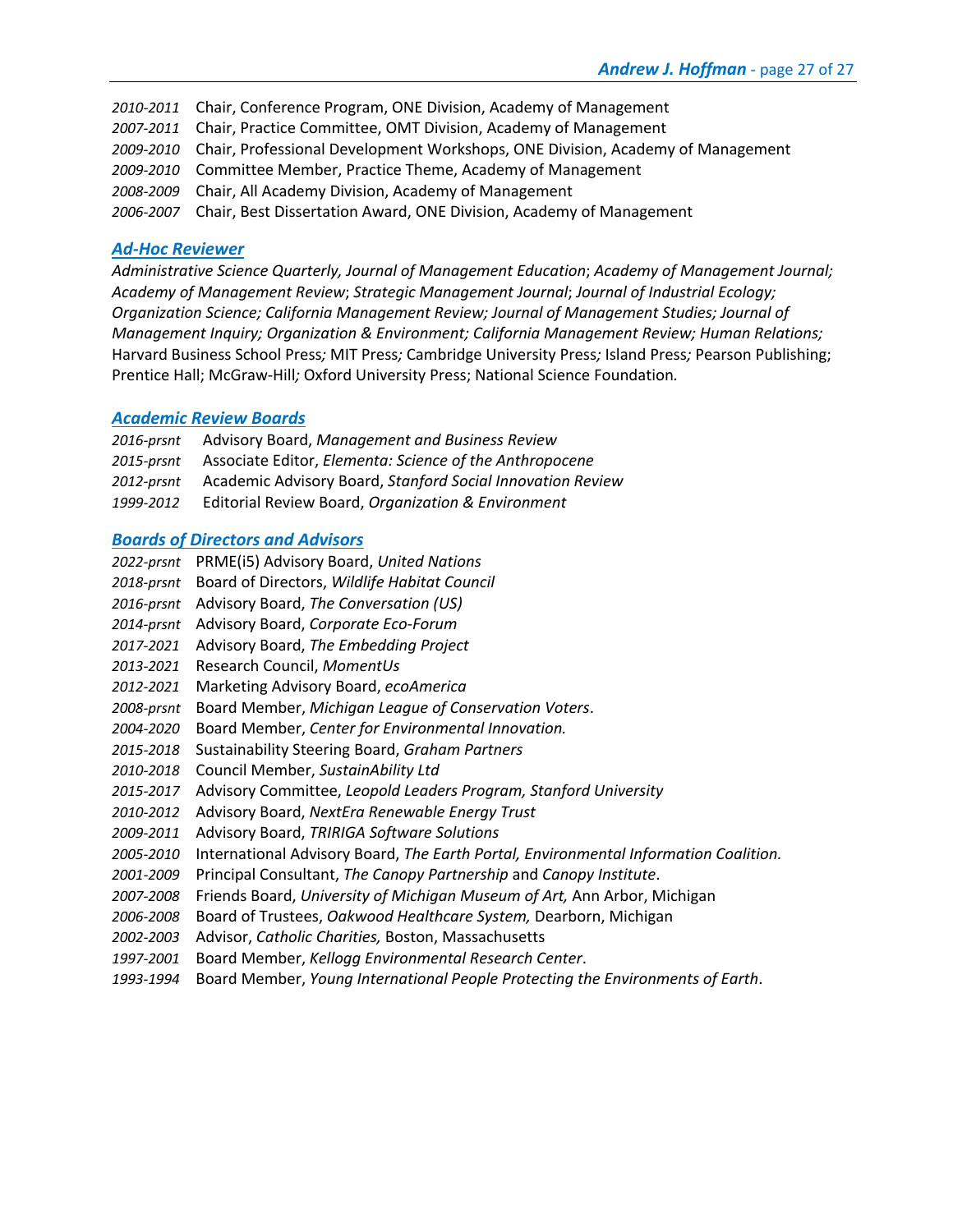*2010-2011* Chair, Conference Program, ONE Division, Academy of Management
*2007-2011* Chair, Practice Committee, OMT Division, Academy of Management
*2009-2010* Chair, Professional Development Workshops, ONE Division, Academy of Management
*2009-2010* Committee Member, Practice Theme, Academy of Management
*2008-2009* Chair, All Academy Division, Academy of Management
*2006-2007* Chair, Best Dissertation Award, ONE Division, Academy of Management

## Ad-Hoc Reviewer

*Administrative Science Quarterly, Journal of Management Education*; *Academy of Management Journal; Academy of Management Review*; *Strategic Management Journal*; *Journal of Industrial Ecology; Organization Science; California Management Review; Journal of Management Studies; Journal of Management Inquiry; Organization & Environment; California Management Review; Human Relations;* Harvard Business School Press*;* MIT Press*;* Cambridge University Press*;* Island Press*;* Pearson Publishing; Prentice Hall; McGraw-Hill*;* Oxford University Press; National Science Foundation*.*

## Academic Review Boards

*2016-prsnt* Advisory Board, *Management and Business Review*
*2015-prsnt* Associate Editor, *Elementa: Science of the Anthropocene*
*2012-prsnt* Academic Advisory Board, *Stanford Social Innovation Review*
*1999-2012* Editorial Review Board, *Organization & Environment*

## Boards of Directors and Advisors

*2022-prsnt* PRME(i5) Advisory Board, *United Nations*
*2018-prsnt* Board of Directors, *Wildlife Habitat Council*
*2016-prsnt* Advisory Board, *The Conversation (US)*
*2014-prsnt* Advisory Board, *Corporate Eco-Forum*
*2017-2021* Advisory Board, *The Embedding Project*
*2013-2021* Research Council, *MomentUs*
*2012-2021* Marketing Advisory Board, *ecoAmerica*
*2008-prsnt* Board Member, *Michigan League of Conservation Voters*.
*2004-2020* Board Member, *Center for Environmental Innovation.*
*2015-2018* Sustainability Steering Board, *Graham Partners*
*2010-2018* Council Member, *SustainAbility Ltd*
*2015-2017* Advisory Committee, *Leopold Leaders Program, Stanford University*
*2010-2012* Advisory Board, *NextEra Renewable Energy Trust*
*2009-2011* Advisory Board, *TRIRIGA Software Solutions*
*2005-2010* International Advisory Board, *The Earth Portal, Environmental Information Coalition.*
*2001-2009* Principal Consultant, *The Canopy Partnership* and *Canopy Institute*.
*2007-2008* Friends Board, *University of Michigan Museum of Art,* Ann Arbor, Michigan
*2006-2008* Board of Trustees, *Oakwood Healthcare System,* Dearborn, Michigan
*2002-2003* Advisor, *Catholic Charities,* Boston, Massachusetts
*1997-2001* Board Member, *Kellogg Environmental Research Center*.
*1993-1994* Board Member, *Young International People Protecting the Environments of Earth*.